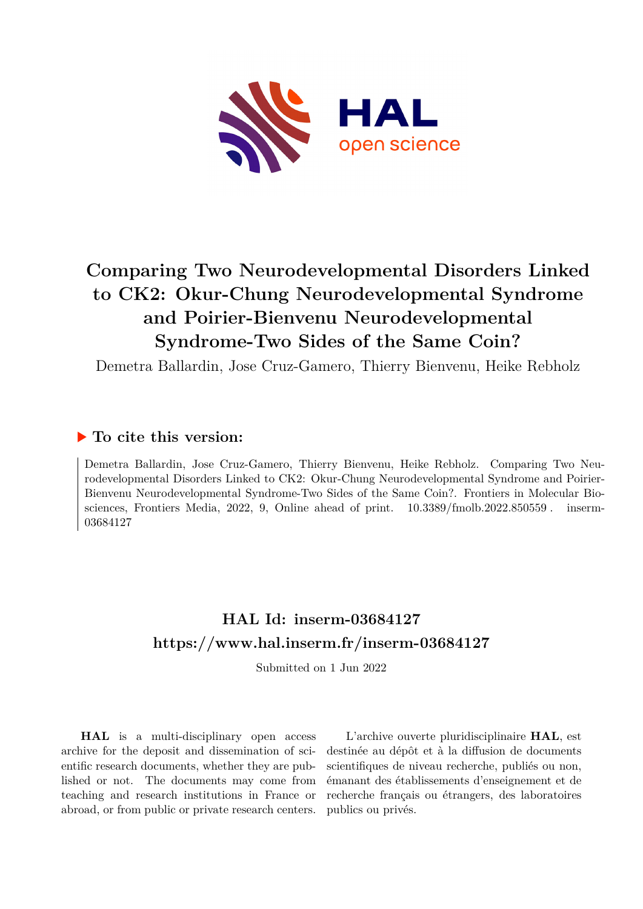# Comparing Two Neurodevelopmental Disorders Linked to CK2: Okur-Chung Neurodevelopmental Syndrome and Poirier-Bienvenu Neurodevelopmental Syndrome-Two Sides of the Same Coin?

Demetra Ballardin, Jose Cruz-Gamero, Thierry Bienvenu, Heike Rebholz

## ▶ To cite this version:

Demetra Ballardin, Jose Cruz-Gamero, Thierry Bienvenu, Heike Rebholz. Comparing Two Neurodevelopmental Disorders Linked to CK2: Okur-Chung Neurodevelopmental Syndrome and Poirier-Bienvenu Neurodevelopmental Syndrome-Two Sides of the Same Coin?. Frontiers in Molecular Biosciences, Frontiers Media, 2022, 9, Online ahead of print. 10.3389/fmolb.2022.850559. inserm-03684127

## HAL Id: inserm-03684127
## https://www.hal.inserm.fr/inserm-03684127

Submitted on 1 Jun 2022

**HAL** is a multi-disciplinary open access archive for the deposit and dissemination of scientific research documents, whether they are published or not. The documents may come from teaching and research institutions in France or abroad, or from public or private research centers.

L'archive ouverte pluridisciplinaire **HAL**, est destinée au dépôt et à la diffusion de documents scientifiques de niveau recherche, publiés ou non, émanant des établissements d'enseignement et de recherche français ou étrangers, des laboratoires publics ou privés.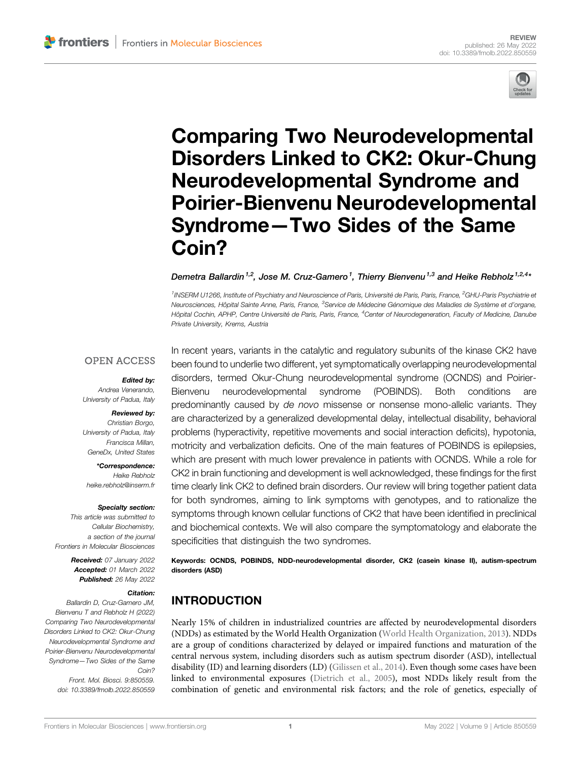# Comparing Two Neurodevelopmental Disorders Linked to CK2: Okur-Chung Neurodevelopmental Syndrome and Poirier-Bienvenu Neurodevelopmental Syndrome—Two Sides of the Same Coin?

*Demetra Ballardin[1,2], Jose M. Cruz-Gamero[1], Thierry Bienvenu[1,3] and Heike Rebholz[1,2,4]**

[1]INSERM U1266, Institute of Psychiatry and Neuroscience of Paris, Université de Paris, Paris, France, [2]GHU-Paris Psychiatrie et Neurosciences, Hôpital Sainte Anne, Paris, France, [3]Service de Médecine Génomique des Maladies de Système et d'organe, Hôpital Cochin, APHP, Centre Université de Paris, Paris, France, [4]Center of Neurodegeneration, Faculty of Medicine, Danube Private University, Krems, Austria

OPEN ACCESS

**Edited by:**
Andrea Venerando,
University of Padua, Italy

**Reviewed by:**
Christian Borgo,
University of Padua, Italy
Francisca Millan,
GeneDx, United States

***Correspondence:**
Heike Rebholz
heike.rebholz@inserm.fr

**Specialty section:**
This article was submitted to Cellular Biochemistry, a section of the journal Frontiers in Molecular Biosciences

**Received:** 07 January 2022
**Accepted:** 01 March 2022
**Published:** 26 May 2022

**Citation:**
Ballardin D, Cruz-Gamero JM, Bienvenu T and Rebholz H (2022) Comparing Two Neurodevelopmental Disorders Linked to CK2: Okur-Chung Neurodevelopmental Syndrome and Poirier-Bienvenu Neurodevelopmental Syndrome—Two Sides of the Same Coin?
Front. Mol. Biosci. 9:850559.
doi: 10.3389/fmolb.2022.850559

In recent years, variants in the catalytic and regulatory subunits of the kinase CK2 have been found to underlie two different, yet symptomatically overlapping neurodevelopmental disorders, termed Okur-Chung neurodevelopmental syndrome (OCNDS) and Poirier-Bienvenu neurodevelopmental syndrome (POBINDS). Both conditions are predominantly caused by *de novo* missense or nonsense mono-allelic variants. They are characterized by a generalized developmental delay, intellectual disability, behavioral problems (hyperactivity, repetitive movements and social interaction deficits), hypotonia, motricity and verbalization deficits. One of the main features of POBINDS is epilepsies, which are present with much lower prevalence in patients with OCNDS. While a role for CK2 in brain functioning and development is well acknowledged, these findings for the first time clearly link CK2 to defined brain disorders. Our review will bring together patient data for both syndromes, aiming to link symptoms with genotypes, and to rationalize the symptoms through known cellular functions of CK2 that have been identified in preclinical and biochemical contexts. We will also compare the symptomatology and elaborate the specificities that distinguish the two syndromes.

**Keywords: OCNDS, POBINDS, NDD-neurodevelopmental disorder, CK2 (casein kinase II), autism-spectrum disorders (ASD)**

## INTRODUCTION

Nearly 15% of children in industrialized countries are affected by neurodevelopmental disorders (NDDs) as estimated by the World Health Organization (World Health Organization, 2013). NDDs are a group of conditions characterized by delayed or impaired functions and maturation of the central nervous system, including disorders such as autism spectrum disorder (ASD), intellectual disability (ID) and learning disorders (LD) (Gilissen et al., 2014). Even though some cases have been linked to environmental exposures (Dietrich et al., 2005), most NDDs likely result from the combination of genetic and environmental risk factors; and the role of genetics, especially of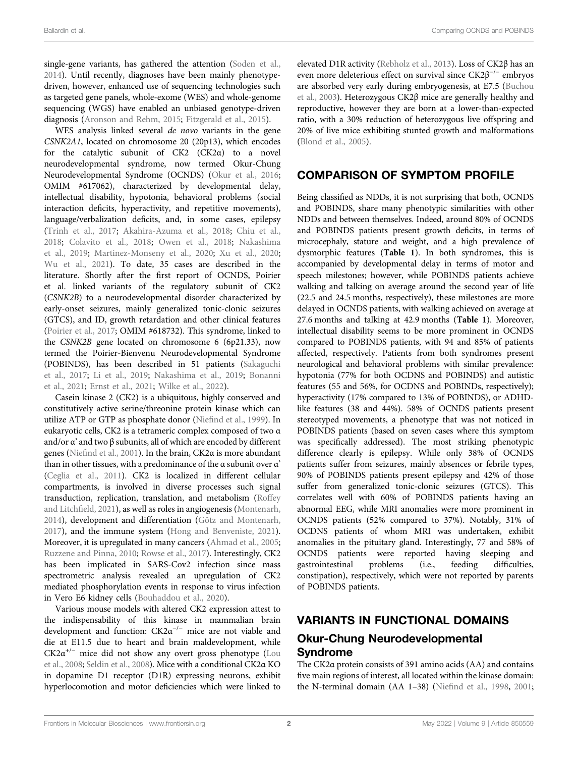single-gene variants, has gathered the attention (Soden et al., 2014). Until recently, diagnoses have been mainly phenotype-driven, however, enhanced use of sequencing technologies such as targeted gene panels, whole-exome (WES) and whole-genome sequencing (WGS) have enabled an unbiased genotype-driven diagnosis (Aronson and Rehm, 2015; Fitzgerald et al., 2015).

WES analysis linked several *de novo* variants in the gene *CSNK2A1*, located on chromosome 20 (20p13), which encodes for the catalytic subunit of CK2 (CK2α) to a novel neurodevelopmental syndrome, now termed Okur-Chung Neurodevelopmental Syndrome (OCNDS) (Okur et al., 2016; OMIM #617062), characterized by developmental delay, intellectual disability, hypotonia, behavioral problems (social interaction deficits, hyperactivity, and repetitive movements), language/verbalization deficits, and, in some cases, epilepsy (Trinh et al., 2017; Akahira-Azuma et al., 2018; Chiu et al., 2018; Colavito et al., 2018; Owen et al., 2018; Nakashima et al., 2019; Martinez-Monseny et al., 2020; Xu et al., 2020; Wu et al., 2021). To date, 35 cases are described in the literature. Shortly after the first report of OCNDS, Poirier et al. linked variants of the regulatory subunit of CK2 (*CSNK2B*) to a neurodevelopmental disorder characterized by early-onset seizures, mainly generalized tonic-clonic seizures (GTCS), and ID, growth retardation and other clinical features (Poirier et al., 2017; OMIM #618732). This syndrome, linked to the *CSNK2B* gene located on chromosome 6 (6p21.33), now termed the Poirier-Bienvenu Neurodevelopmental Syndrome (POBINDS), has been described in 51 patients (Sakaguchi et al., 2017; Li et al., 2019; Nakashima et al., 2019; Bonanni et al., 2021; Ernst et al., 2021; Wilke et al., 2022).

Casein kinase 2 (CK2) is a ubiquitous, highly conserved and constitutively active serine/threonine protein kinase which can utilize ATP or GTP as phosphate donor (Niefind et al., 1999). In eukaryotic cells, CK2 is a tetrameric complex composed of two α and/or α' and two β subunits, all of which are encoded by different genes (Niefind et al., 2001). In the brain, CK2α is more abundant than in other tissues, with a predominance of the α subunit over α' (Ceglia et al., 2011). CK2 is localized in different cellular compartments, is involved in diverse processes such signal transduction, replication, translation, and metabolism (Roffey and Litchfield, 2021), as well as roles in angiogenesis (Montenarh, 2014), development and differentiation (Götz and Montenarh, 2017), and the immune system (Hong and Benveniste, 2021). Moreover, it is upregulated in many cancers (Ahmad et al., 2005; Ruzzene and Pinna, 2010; Rowse et al., 2017). Interestingly, CK2 has been implicated in SARS-Cov2 infection since mass spectrometric analysis revealed an upregulation of CK2 mediated phosphorylation events in response to virus infection in Vero E6 kidney cells (Bouhaddou et al., 2020).

Various mouse models with altered CK2 expression attest to the indispensability of this kinase in mammalian brain development and function: $CK2\alpha^{-/-}$ mice are not viable and die at E11.5 due to heart and brain maldevelopment, while $CK2\alpha^{+/-}$ mice did not show any overt gross phenotype (Lou et al., 2008; Seldin et al., 2008). Mice with a conditional CK2α KO in dopamine D1 receptor (D1R) expressing neurons, exhibit hyperlocomotion and motor deficiencies which were linked to elevated D1R activity (Rebholz et al., 2013). Loss of CK2β has an even more deleterious effect on survival since $CK2\beta^{-/-}$ embryos are absorbed very early during embryogenesis, at E7.5 (Buchou et al., 2003). Heterozygous CK2β mice are generally healthy and reproductive, however they are born at a lower-than-expected ratio, with a 30% reduction of heterozygous live offspring and 20% of live mice exhibiting stunted growth and malformations (Blond et al., 2005).

## COMPARISON OF SYMPTOM PROFILE

Being classified as NDDs, it is not surprising that both, OCNDS and POBINDS, share many phenotypic similarities with other NDDs and between themselves. Indeed, around 80% of OCNDS and POBINDS patients present growth deficits, in terms of microcephaly, stature and weight, and a high prevalence of dysmorphic features (**Table 1**). In both syndromes, this is accompanied by developmental delay in terms of motor and speech milestones; however, while POBINDS patients achieve walking and talking on average around the second year of life (22.5 and 24.5 months, respectively), these milestones are more delayed in OCNDS patients, with walking achieved on average at 27.6 months and talking at 42.9 months (**Table 1**). Moreover, intellectual disability seems to be more prominent in OCNDS compared to POBINDS patients, with 94 and 85% of patients affected, respectively. Patients from both syndromes present neurological and behavioral problems with similar prevalence: hypotonia (77% for both OCDNS and POBINDS) and autistic features (55 and 56%, for OCNDS and POBINDs, respectively); hyperactivity (17% compared to 13% of POBINDS), or ADHD-like features (38 and 44%). 58% of OCNDS patients present stereotyped movements, a phenotype that was not noticed in POBINDS patients (based on seven cases where this symptom was specifically addressed). The most striking phenotypic difference clearly is epilepsy. While only 38% of OCNDS patients suffer from seizures, mainly absences or febrile types, 90% of POBINDS patients present epilepsy and 42% of those suffer from generalized tonic-clonic seizures (GTCS). This correlates well with 60% of POBINDS patients having an abnormal EEG, while MRI anomalies were more prominent in OCNDS patients (52% compared to 37%). Notably, 31% of OCDNS patients of whom MRI was undertaken, exhibit anomalies in the pituitary gland. Interestingly, 77 and 58% of OCNDS patients were reported having sleeping and gastrointestinal problems (i.e., feeding difficulties, constipation), respectively, which were not reported by parents of POBINDS patients.

## VARIANTS IN FUNCTIONAL DOMAINS

### Okur-Chung Neurodevelopmental Syndrome

The CK2α protein consists of 391 amino acids (AA) and contains five main regions of interest, all located within the kinase domain: the N-terminal domain (AA 1–38) (Niefind et al., 1998, 2001;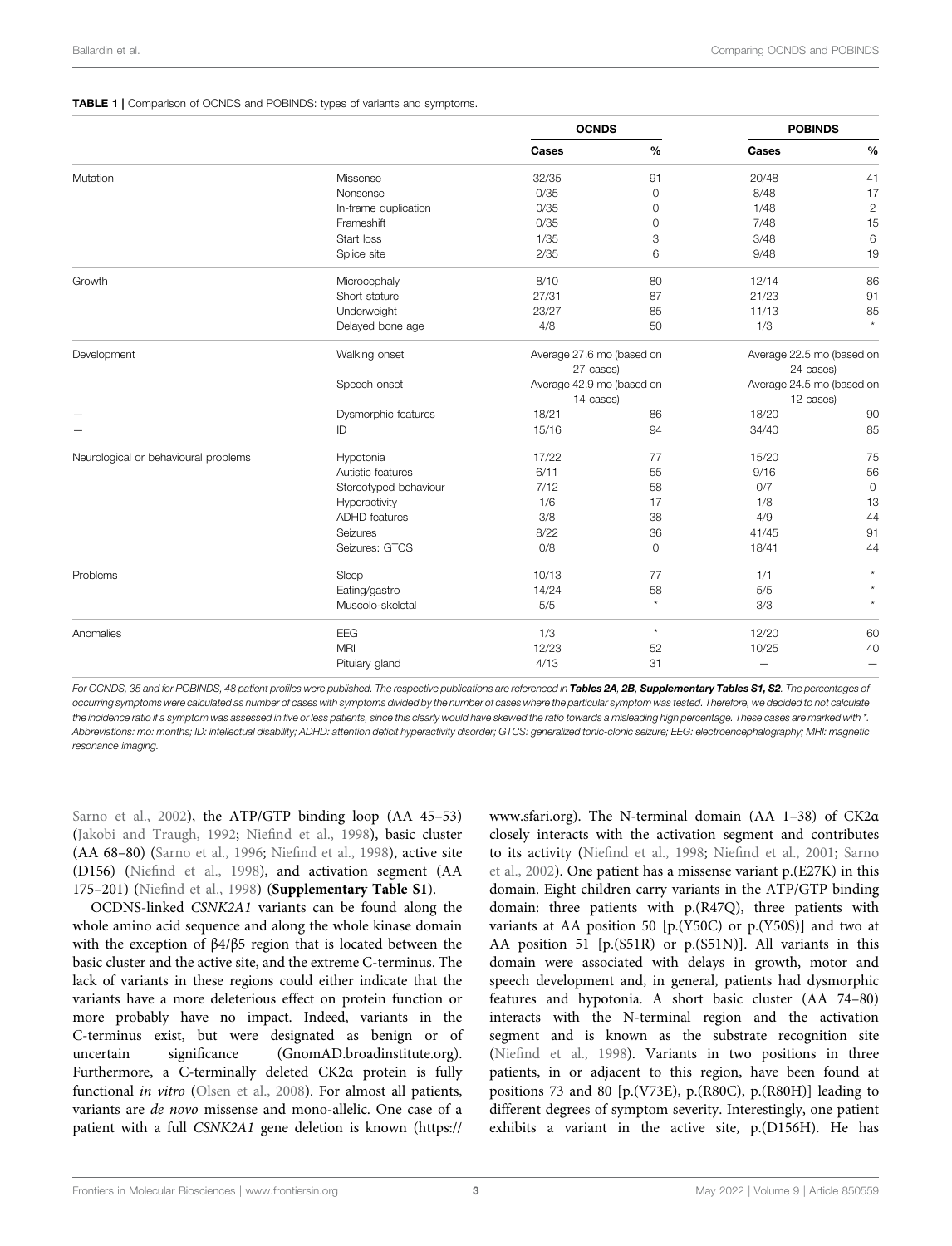**TABLE 1 |** Comparison of OCNDS and POBINDS: types of variants and symptoms.

| | | OCNDS | | POBINDS | |
|---|---|---|---|---|---|
| | | **Cases** | **%** | **Cases** | **%** |
| Mutation | Missense | 32/35 | 91 | 20/48 | 41 |
| | Nonsense | 0/35 | 0 | 8/48 | 17 |
| | In-frame duplication | 0/35 | 0 | 1/48 | 2 |
| | Frameshift | 0/35 | 0 | 7/48 | 15 |
| | Start loss | 1/35 | 3 | 3/48 | 6 |
| | Splice site | 2/35 | 6 | 9/48 | 19 |
| Growth | Microcephaly | 8/10 | 80 | 12/14 | 86 |
| | Short stature | 27/31 | 87 | 21/23 | 91 |
| | Underweight | 23/27 | 85 | 11/13 | 85 |
| | Delayed bone age | 4/8 | 50 | 1/3 | * |
| Development | Walking onset | Average 27.6 mo (based on 27 cases) | | Average 22.5 mo (based on 24 cases) | |
| | Speech onset | Average 42.9 mo (based on 14 cases) | | Average 24.5 mo (based on 12 cases) | |
| — | Dysmorphic features | 18/21 | 86 | 18/20 | 90 |
| — | ID | 15/16 | 94 | 34/40 | 85 |
| Neurological or behavioural problems | Hypotonia | 17/22 | 77 | 15/20 | 75 |
| | Autistic features | 6/11 | 55 | 9/16 | 56 |
| | Stereotyped behaviour | 7/12 | 58 | 0/7 | 0 |
| | Hyperactivity | 1/6 | 17 | 1/8 | 13 |
| | ADHD features | 3/8 | 38 | 4/9 | 44 |
| | Seizures | 8/22 | 36 | 41/45 | 91 |
| | Seizures: GTCS | 0/8 | 0 | 18/41 | 44 |
| Problems | Sleep | 10/13 | 77 | 1/1 | * |
| | Eating/gastro | 14/24 | 58 | 5/5 | * |
| | Muscolo-skeletal | 5/5 | * | 3/3 | * |
| Anomalies | EEG | 1/3 | * | 12/20 | 60 |
| | MRI | 12/23 | 52 | 10/25 | 40 |
| | Pituiary gland | 4/13 | 31 | — | — |

*For OCNDS, 35 and for POBINDS, 48 patient profiles were published. The respective publications are referenced in* ***Tables 2A, 2B, Supplementary Tables S1, S2****. The percentages of occurring symptoms were calculated as number of cases with symptoms divided by the number of cases where the particular symptom was tested. Therefore, we decided to not calculate the incidence ratio if a symptom was assessed in five or less patients, since this clearly would have skewed the ratio towards a misleading high percentage. These cases are marked with \*. Abbreviations: mo: months; ID: intellectual disability; ADHD: attention deficit hyperactivity disorder; GTCS: generalized tonic-clonic seizure; EEG: electroencephalography; MRI: magnetic resonance imaging.*

Sarno et al., 2002), the ATP/GTP binding loop (AA 45–53) (Jakobi and Traugh, 1992; Niefind et al., 1998), basic cluster (AA 68–80) (Sarno et al., 1996; Niefind et al., 1998), active site (D156) (Niefind et al., 1998), and activation segment (AA 175–201) (Niefind et al., 1998) (**Supplementary Table S1**).

OCDNS-linked *CSNK2A1* variants can be found along the whole amino acid sequence and along the whole kinase domain with the exception of β4/β5 region that is located between the basic cluster and the active site, and the extreme C-terminus. The lack of variants in these regions could either indicate that the variants have a more deleterious effect on protein function or more probably have no impact. Indeed, variants in the C-terminus exist, but were designated as benign or of uncertain significance (GnomAD.broadinstitute.org). Furthermore, a C-terminally deleted CK2α protein is fully functional *in vitro* (Olsen et al., 2008). For almost all patients, variants are *de novo* missense and mono-allelic. One case of a patient with a full *CSNK2A1* gene deletion is known (https://www.sfari.org). The N-terminal domain (AA 1–38) of CK2α closely interacts with the activation segment and contributes to its activity (Niefind et al., 1998; Niefind et al., 2001; Sarno et al., 2002). One patient has a missense variant p.(E27K) in this domain. Eight children carry variants in the ATP/GTP binding domain: three patients with p.(R47Q), three patients with variants at AA position 50 [p.(Y50C) or p.(Y50S)] and two at AA position 51 [p.(S51R) or p.(S51N)]. All variants in this domain were associated with delays in growth, motor and speech development and, in general, patients had dysmorphic features and hypotonia. A short basic cluster (AA 74–80) interacts with the N-terminal region and the activation segment and is known as the substrate recognition site (Niefind et al., 1998). Variants in two positions in three patients, in or adjacent to this region, have been found at positions 73 and 80 [p.(V73E), p.(R80C), p.(R80H)] leading to different degrees of symptom severity. Interestingly, one patient exhibits a variant in the active site, p.(D156H). He has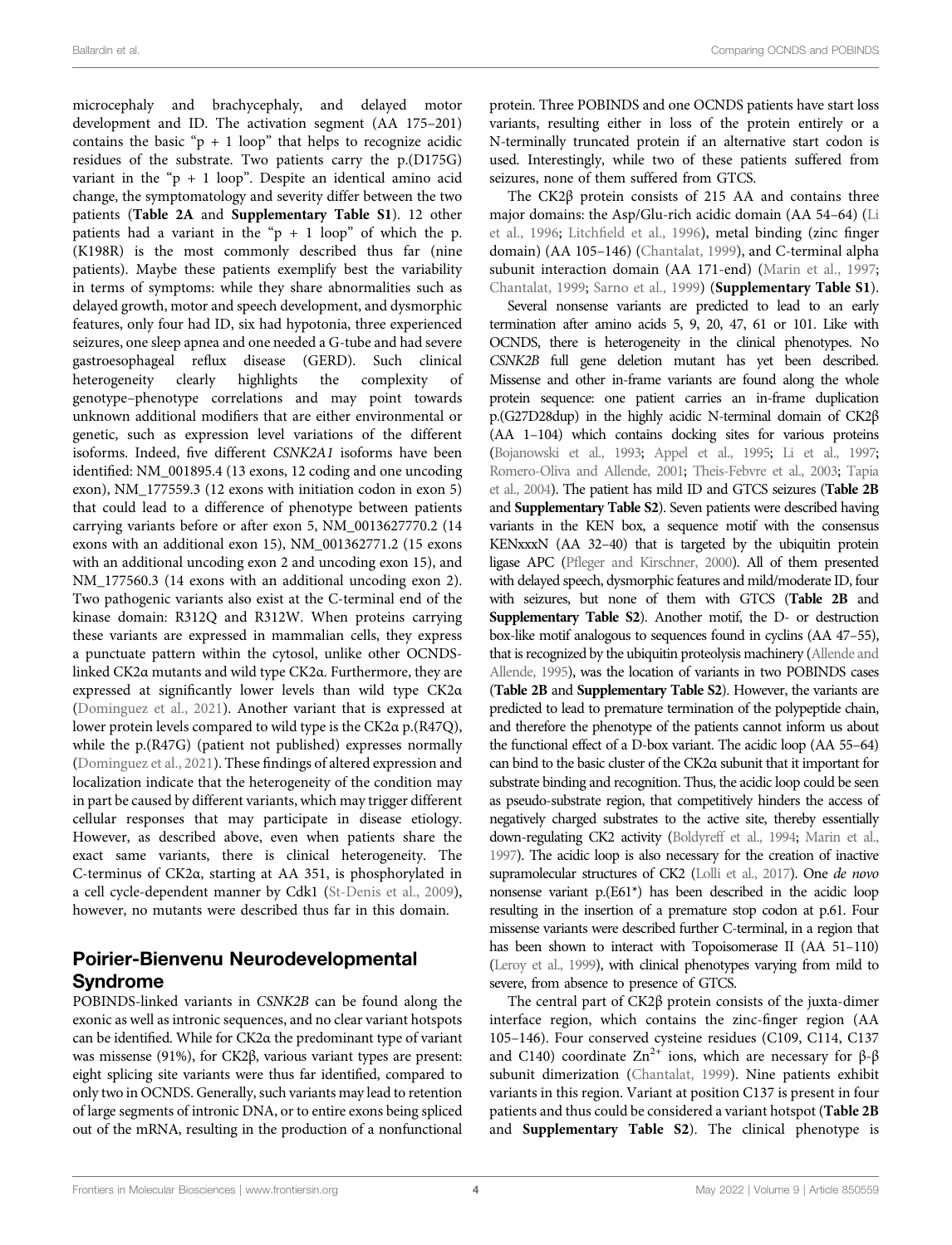microcephaly and brachycephaly, and delayed motor development and ID. The activation segment (AA 175–201) contains the basic "p + 1 loop" that helps to recognize acidic residues of the substrate. Two patients carry the p.(D175G) variant in the "p + 1 loop". Despite an identical amino acid change, the symptomatology and severity differ between the two patients (**Table 2A** and **Supplementary Table S1**). 12 other patients had a variant in the "p + 1 loop" of which the p.(K198R) is the most commonly described thus far (nine patients). Maybe these patients exemplify best the variability in terms of symptoms: while they share abnormalities such as delayed growth, motor and speech development, and dysmorphic features, only four had ID, six had hypotonia, three experienced seizures, one sleep apnea and one needed a G-tube and had severe gastroesophageal reflux disease (GERD). Such clinical heterogeneity clearly highlights the complexity of genotype–phenotype correlations and may point towards unknown additional modifiers that are either environmental or genetic, such as expression level variations of the different isoforms. Indeed, five different *CSNK2A1* isoforms have been identified: NM_001895.4 (13 exons, 12 coding and one uncoding exon), NM_177559.3 (12 exons with initiation codon in exon 5) that could lead to a difference of phenotype between patients carrying variants before or after exon 5, NM_0013627770.2 (14 exons with an additional exon 15), NM_001362771.2 (15 exons with an additional uncoding exon 2 and uncoding exon 15), and NM_177560.3 (14 exons with an additional uncoding exon 2). Two pathogenic variants also exist at the C-terminal end of the kinase domain: R312Q and R312W. When proteins carrying these variants are expressed in mammalian cells, they express a punctuate pattern within the cytosol, unlike other OCNDS-linked CK2α mutants and wild type CK2α. Furthermore, they are expressed at significantly lower levels than wild type CK2α (Dominguez et al., 2021). Another variant that is expressed at lower protein levels compared to wild type is the CK2α p.(R47Q), while the p.(R47G) (patient not published) expresses normally (Dominguez et al., 2021). These findings of altered expression and localization indicate that the heterogeneity of the condition may in part be caused by different variants, which may trigger different cellular responses that may participate in disease etiology. However, as described above, even when patients share the exact same variants, there is clinical heterogeneity. The C-terminus of CK2α, starting at AA 351, is phosphorylated in a cell cycle-dependent manner by Cdk1 (St-Denis et al., 2009), however, no mutants were described thus far in this domain.

## Poirier-Bienvenu Neurodevelopmental Syndrome

POBINDS-linked variants in *CSNK2B* can be found along the exonic as well as intronic sequences, and no clear variant hotspots can be identified. While for CK2α the predominant type of variant was missense (91%), for CK2β, various variant types are present: eight splicing site variants were thus far identified, compared to only two in OCNDS. Generally, such variants may lead to retention of large segments of intronic DNA, or to entire exons being spliced out of the mRNA, resulting in the production of a nonfunctional protein. Three POBINDS and one OCNDS patients have start loss variants, resulting either in loss of the protein entirely or a N-terminally truncated protein if an alternative start codon is used. Interestingly, while two of these patients suffered from seizures, none of them suffered from GTCS.

The CK2β protein consists of 215 AA and contains three major domains: the Asp/Glu-rich acidic domain (AA 54–64) (Li et al., 1996; Litchfield et al., 1996), metal binding (zinc finger domain) (AA 105–146) (Chantalat, 1999), and C-terminal alpha subunit interaction domain (AA 171-end) (Marin et al., 1997; Chantalat, 1999; Sarno et al., 1999) (**Supplementary Table S1**).

Several nonsense variants are predicted to lead to an early termination after amino acids 5, 9, 20, 47, 61 or 101. Like with OCNDS, there is heterogeneity in the clinical phenotypes. No *CSNK2B* full gene deletion mutant has yet been described. Missense and other in-frame variants are found along the whole protein sequence: one patient carries an in-frame duplication p.(G27D28dup) in the highly acidic N-terminal domain of CK2β (AA 1–104) which contains docking sites for various proteins (Bojanowski et al., 1993; Appel et al., 1995; Li et al., 1997; Romero-Oliva and Allende, 2001; Theis-Febvre et al., 2003; Tapia et al., 2004). The patient has mild ID and GTCS seizures (**Table 2B** and **Supplementary Table S2**). Seven patients were described having variants in the KEN box, a sequence motif with the consensus KENxxxN (AA 32–40) that is targeted by the ubiquitin protein ligase APC (Pfleger and Kirschner, 2000). All of them presented with delayed speech, dysmorphic features and mild/moderate ID, four with seizures, but none of them with GTCS (**Table 2B** and **Supplementary Table S2**). Another motif, the D- or destruction box-like motif analogous to sequences found in cyclins (AA 47–55), that is recognized by the ubiquitin proteolysis machinery (Allende and Allende, 1995), was the location of variants in two POBINDS cases (**Table 2B** and **Supplementary Table S2**). However, the variants are predicted to lead to premature termination of the polypeptide chain, and therefore the phenotype of the patients cannot inform us about the functional effect of a D-box variant. The acidic loop (AA 55–64) can bind to the basic cluster of the CK2α subunit that it important for substrate binding and recognition. Thus, the acidic loop could be seen as pseudo-substrate region, that competitively hinders the access of negatively charged substrates to the active site, thereby essentially down-regulating CK2 activity (Boldyreff et al., 1994; Marin et al., 1997). The acidic loop is also necessary for the creation of inactive supramolecular structures of CK2 (Lolli et al., 2017). One *de novo* nonsense variant p.(E61*) has been described in the acidic loop resulting in the insertion of a premature stop codon at p.61. Four missense variants were described further C-terminal, in a region that has been shown to interact with Topoisomerase II (AA 51–110) (Leroy et al., 1999), with clinical phenotypes varying from mild to severe, from absence to presence of GTCS.

The central part of CK2β protein consists of the juxta-dimer interface region, which contains the zinc-finger region (AA 105–146). Four conserved cysteine residues (C109, C114, C137 and C140) coordinate $Zn^{2+}$ ions, which are necessary for β-β subunit dimerization (Chantalat, 1999). Nine patients exhibit variants in this region. Variant at position C137 is present in four patients and thus could be considered a variant hotspot (**Table 2B** and **Supplementary Table S2**). The clinical phenotype is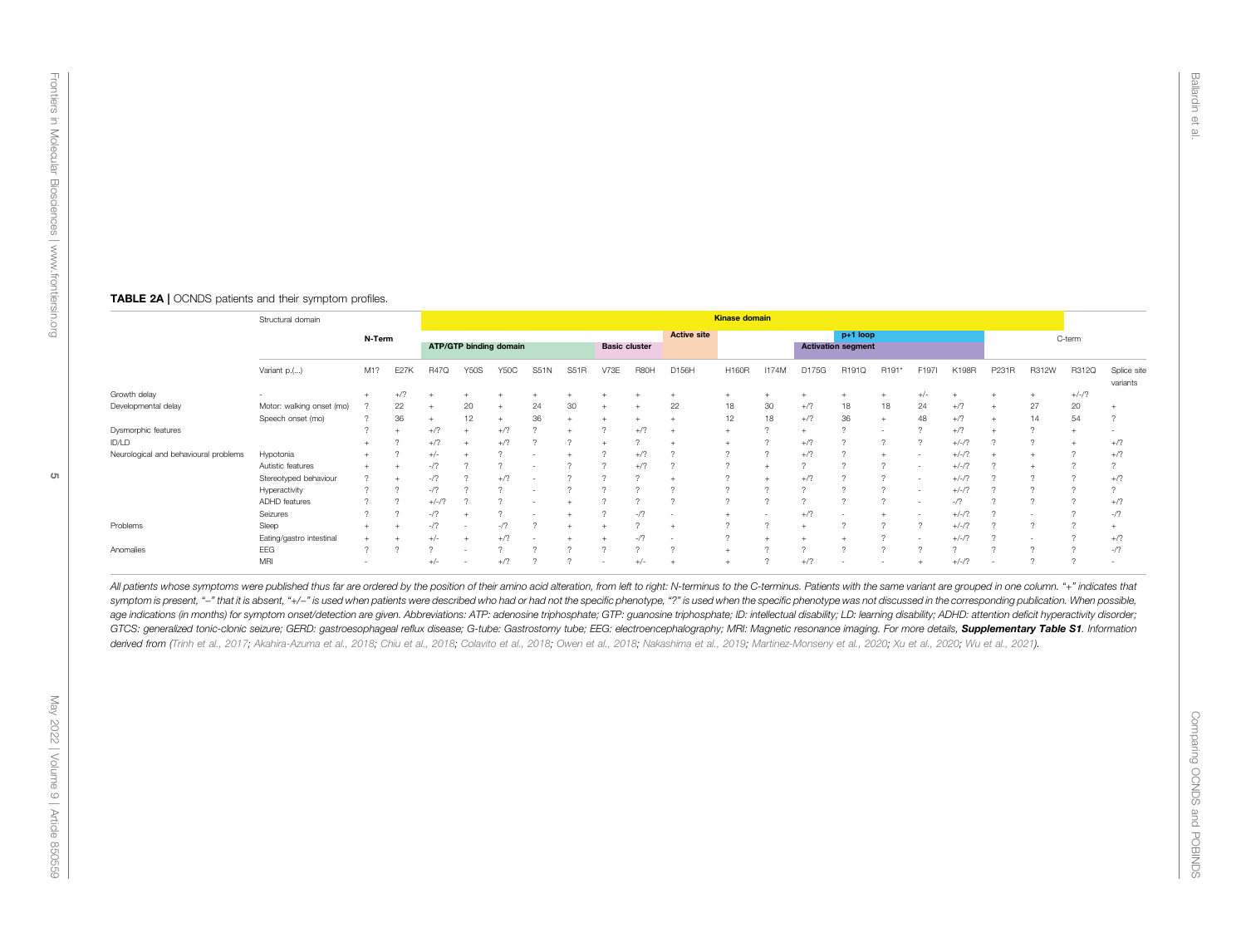**TABLE 2A |** OCNDS patients and their symptom profiles.

| | Structural domain | N-Term | | Kinase domain | | | | | | | | | | | | | | | | | | C-term | | |
|---|---|---|---|---|---|---|---|---|---|---|---|---|---|---|---|---|---|---|---|---|---|---|---|---|
| | | | | ATP/GTP binding domain | | | | | Basic cluster | | Active site | | | Activation segment | p+1 loop | | | | | | | | | |
| | Variant p.(...) | M1? | E27K | R47Q | Y50S | Y50C | S51N | S51R | V73E | R80H | D156H | H160R | I174M | D175G | R191Q | R191* | F197I | K198R | P231R | R312W | R312Q | Splice site variants |
| Growth delay | - | + | +/? | + | + | + | + | + | + | + | + | + | + | + | + | + | +/- | + | + | + | +/-/? | |
| Developmental delay | Motor: walking onset (mo) | ? | 22 | + | 20 | + | 24 | 30 | + | + | 22 | 18 | 30 | +/? | 18 | 18 | 24 | +/? | + | 27 | 20 | + |
| | Speech onset (mo) | ? | 36 | + | 12 | + | 36 | + | + | + | + | 12 | 18 | +/? | 36 | + | 48 | +/? | + | 14 | 54 | ? |
| Dysmorphic features | | ? | + | +/? | + | +/? | ? | + | ? | +/? | + | + | ? | + | ? | - | ? | +/? | + | ? | + | - |
| ID/LD | | + | ? | +/? | + | +/? | ? | ? | + | ? | + | + | ? | +/? | ? | ? | ? | +/-/? | ? | ? | + | +/? |
| Neurological and behavioural problems | Hypotonia | + | ? | +/- | + | ? | - | + | ? | +/? | ? | ? | ? | +/? | ? | + | - | +/-/? | + | + | ? | +/? |
| | Autistic features | + | + | -/? | ? | ? | - | ? | ? | +/? | ? | ? | + | ? | ? | ? | - | +/-/? | ? | + | ? | ? |
| | Stereotyped behaviour | ? | + | -/? | ? | +/? | - | ? | ? | ? | + | ? | + | +/? | ? | ? | - | +/-/? | ? | ? | ? | +/? |
| | Hyperactivity | ? | ? | -/? | ? | ? | - | ? | ? | ? | ? | ? | ? | ? | ? | ? | - | +/-/? | ? | ? | ? | ? |
| | ADHD features | ? | ? | +/-/? | ? | ? | - | + | ? | ? | ? | ? | ? | ? | ? | ? | - | -/? | ? | ? | ? | +/? |
| | Seizures | ? | ? | -/? | + | ? | - | + | ? | -/? | - | + | - | +/? | - | + | - | +/-/? | ? | - | ? | -/? |
| Problems | Sleep | + | + | -/? | - | -/? | ? | + | + | ? | + | ? | ? | + | ? | ? | ? | +/-/? | ? | ? | ? | + |
| | Eating/gastro intestinal | + | + | +/- | + | +/? | - | + | + | -/? | - | ? | + | + | + | ? | - | +/-/? | ? | - | ? | +/? |
| Anomalies | EEG | ? | ? | ? | - | ? | ? | ? | ? | ? | ? | + | ? | ? | ? | ? | ? | ? | ? | ? | ? | -/? |
| | MRI | - | | +/- | - | +/? | ? | ? | - | +/- | + | + | ? | +/? | - | - | + | +/-/? | - | ? | ? | - |

*All patients whose symptoms were published thus far are ordered by the position of their amino acid alteration, from left to right: N-terminus to the C-terminus. Patients with the same variant are grouped in one column. "+" indicates that symptom is present, "–" that it is absent, "+/–" is used when patients were described who had or had not the specific phenotype, "?" is used when the specific phenotype was not discussed in the corresponding publication. When possible, age indications (in months) for symptom onset/detection are given. Abbreviations: ATP: adenosine triphosphate; GTP: guanosine triphosphate; ID: intellectual disability; LD: learning disability; ADHD: attention deficit hyperactivity disorder; GTCS: generalized tonic-clonic seizure; GERD: gastroesophageal reflux disease; G-tube: Gastrostomy tube; EEG: electroencephalography; MRI: Magnetic resonance imaging. For more details,* ***Supplementary Table S1****. Information derived from (Trinh et al., 2017; Akahira-Azuma et al., 2018; Chiu et al., 2018; Colavito et al., 2018; Owen et al., 2018; Nakashima et al., 2019; Martinez-Monseny et al., 2020; Xu et al., 2020; Wu et al., 2021).*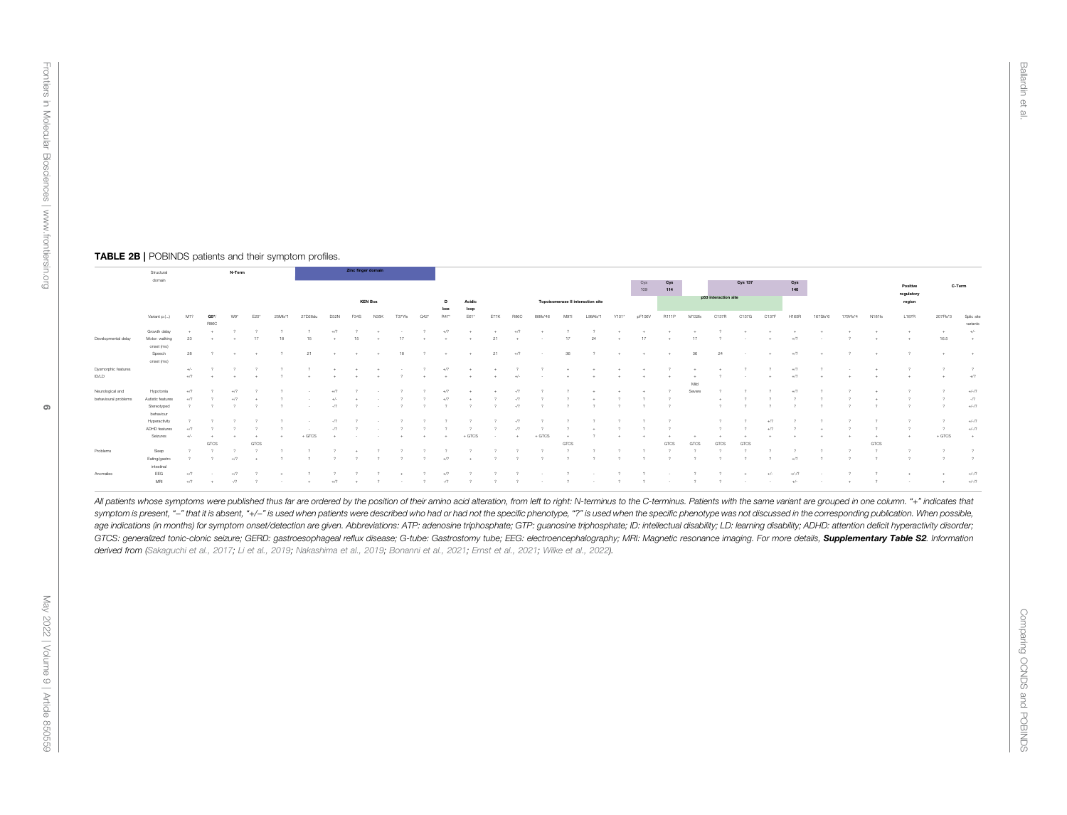**TABLE 2B |** POBINDS patients and their symptom profiles.

| Structural domain | | N-Term | | | | | Zinc finger domain | | | | | | | | | | | | | | | | | | | | | | | | Positive regulatory region | C-Term | |
|---|---|---|---|---|---|---|---|---|---|---|---|---|---|---|---|---|---|---|---|---|---|---|---|---|---|---|---|---|---|---|---|---|---|
| | | | | | | | | | | | | | | | | | | | | | Cys 109 | Cys 114 | | | Cys 137 | | Cys 140 | | | | | | |
| | | | | | | | | | KEN Box | | | | D box | Acidic loop | Topoisomerase II interaction site | | | | | | | p53 interaction site | | | | | | | | | | | |
| | Variant p.(...) | M1? | G5*/R86C | W9* | E20* | 25Mfs*1 | 27D28du | D32N | F34S | N35K | T37Yfs | Q42* | R47* | E61* | E77K | R86C | I88fs*46 | M97I | L98Afs*1 | Y101* | p.F106V | R111P | M132fs | C137R | C137G | C137F | H165R | 167Sfs*6 | 179Yfs*4 | N181fs | L187R | 207Ffs*3 | Splice site variants |
| Developmental delay | Growth delay | + | + | ? | ? | ? | ? | +/? | ? | + | - | ? | +/? | + | + | +/? | + | ? | ? | + | + | + | + | ? | + | + | + | + | + | + | + | + | +/- |
| | Motor: walking onset (mo) | 23 | + | + | 17 | 18 | 15 | + | 15 | + | 17 | + | + | + | 21 | + | - | 17 | 24 | + | 17 | + | 17 | ? | - | + | +/? | - | ? | + | + | 16.5 | + |
| | Speech onset (mo) | 28 | ? | + | + | ? | 21 | + | + | + | 18 | ? | + | + | 21 | +/? | - | 36 | ? | + | + | + | 36 | 24 | - | + | +/? | + | ? | + | ? | + | + |
| Dysmorphic features | | +/- | ? | ? | ? | ? | ? | + | + | + | - | ? | +/? | + | + | ? | ? | + | + | + | + | ? | + | + | ? | ? | +/? | ? | - | + | ? | ? | ? |
| ID/LD | | +/? | + | + | + | ? | + | + | + | + | ? | + | + | + | + | +/- | - | + | + | + | + | + | + Mild | ? | - | + | +/? | + | + | + | + | + | +/? |
| Neurological and behavioural problems | Hypotonia | +/? | ? | +/? | ? | ? | - | +/? | ? | - | ? | ? | +/? | + | + | -/? | ? | ? | + | + | + | ? | Severe | ? | ? | ? | +/? | ? | ? | + | ? | ? | +/-/? |
| | Autistic features | +/? | ? | +/? | + | ? | - | +/- | + | - | ? | ? | +/? | + | ? | -/? | ? | ? | + | ? | ? | ? | | + | ? | ? | ? | ? | ? | + | ? | ? | -/? |
| | Stereotyped behaviour | ? | ? | ? | ? | ? | - | -/? | ? | - | ? | ? | ? | ? | ? | -/? | ? | ? | ? | ? | ? | ? | | ? | ? | ? | ? | ? | ? | ? | ? | ? | +/-/? |
| | Hyperactivity | ? | ? | ? | ? | ? | - | -/? | ? | - | ? | ? | ? | ? | ? | -/? | ? | ? | ? | ? | ? | ? | | ? | ? | +/? | ? | ? | ? | ? | ? | ? | +/-/? |
| | ADHD features | +/? | ? | ? | ? | ? | - | -/? | ? | - | ? | ? | ? | ? | ? | -/? | ? | ? | + | ? | ? | ? | | ? | ? | +/? | ? | + | ? | ? | ? | ? | +/-/? |
| | Seizures | +/- | + GTCS | + | + GTCS | + | + GTCS | + | - | - | + | + | + | + GTCS | - | + | + GTCS | + GTCS | ? | + | + | + GTCS | + GTCS | + GTCS | + GTCS | + | + | + | + | + GTCS | + | + GTCS | + |
| Problems | Sleep | ? | ? | ? | ? | ? | ? | ? | + | ? | ? | ? | ? | ? | ? | ? | ? | ? | ? | ? | ? | ? | ? | ? | ? | ? | ? | ? | ? | ? | ? | ? | ? |
| | Eating/gastro intestinal | ? | ? | +/? | + | ? | ? | ? | ? | ? | ? | ? | +/? | + | ? | ? | ? | ? | ? | ? | ? | ? | ? | ? | ? | ? | +/? | ? | ? | ? | ? | ? | ? |
| Anomalies | EEG | +/? | - | +/? | ? | + | ? | ? | ? | ? | + | ? | +/? | ? | ? | ? | - | ? | - | ? | ? | - | ? | ? | + | +/- | +/-/? | - | ? | ? | + | + | +/-/? |
| | MRI | +/? | + | -/? | ? | - | + | +/? | + | ? | - | ? | -/? | ? | ? | ? | - | ? | - | ? | ? | - | ? | ? | - | - | +/- | - | + | ? | - | + | +/-/? |

*All patients whose symptoms were published thus far are ordered by the position of their amino acid alteration, from left to right: N-terminus to the C-terminus. Patients with the same variant are grouped in one column. "+" indicates that symptom is present, "–" that it is absent, "+/–" is used when patients were described who had or had not the specific phenotype, "?" is used when the specific phenotype was not discussed in the corresponding publication. When possible, age indications (in months) for symptom onset/detection are given. Abbreviations: ATP: adenosine triphosphate; GTP: guanosine triphosphate; ID: intellectual disability; LD: learning disability; ADHD: attention deficit hyperactivity disorder; GTCS: generalized tonic-clonic seizure; GERD: gastroesophageal reflux disease; G-tube: Gastrostomy tube; EEG: electroencephalography; MRI: Magnetic resonance imaging. For more details,* ***Supplementary Table S2****. Information derived from (Sakaguchi et al., 2017; Li et al., 2019; Nakashima et al., 2019; Bonanni et al., 2021; Ernst et al., 2021; Wilke et al., 2022).*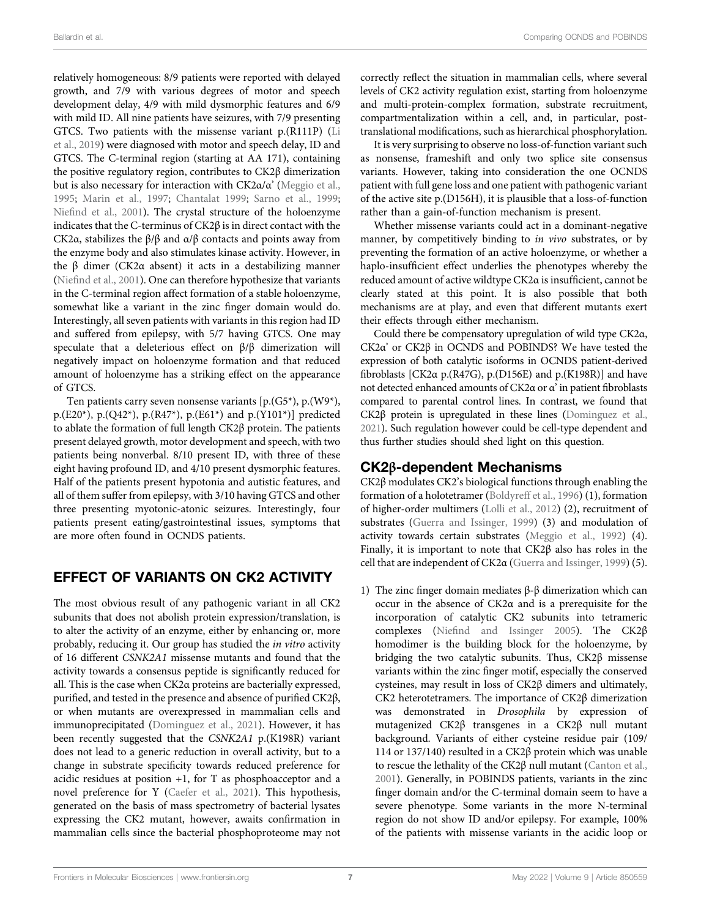relatively homogeneous: 8/9 patients were reported with delayed growth, and 7/9 with various degrees of motor and speech development delay, 4/9 with mild dysmorphic features and 6/9 with mild ID. All nine patients have seizures, with 7/9 presenting GTCS. Two patients with the missense variant p.(R111P) (Li et al., 2019) were diagnosed with motor and speech delay, ID and GTCS. The C-terminal region (starting at AA 171), containing the positive regulatory region, contributes to CK2β dimerization but is also necessary for interaction with CK2α/α' (Meggio et al., 1995; Marin et al., 1997; Chantalat 1999; Sarno et al., 1999; Niefind et al., 2001). The crystal structure of the holoenzyme indicates that the C-terminus of CK2β is in direct contact with the CK2α, stabilizes the β/β and α/β contacts and points away from the enzyme body and also stimulates kinase activity. However, in the β dimer (CK2α absent) it acts in a destabilizing manner (Niefind et al., 2001). One can therefore hypothesize that variants in the C-terminal region affect formation of a stable holoenzyme, somewhat like a variant in the zinc finger domain would do. Interestingly, all seven patients with variants in this region had ID and suffered from epilepsy, with 5/7 having GTCS. One may speculate that a deleterious effect on β/β dimerization will negatively impact on holoenzyme formation and that reduced amount of holoenzyme has a striking effect on the appearance of GTCS.

Ten patients carry seven nonsense variants [p.(G5*), p.(W9*), p.(E20*), p.(Q42*), p.(R47*), p.(E61*) and p.(Y101*)] predicted to ablate the formation of full length CK2β protein. The patients present delayed growth, motor development and speech, with two patients being nonverbal. 8/10 present ID, with three of these eight having profound ID, and 4/10 present dysmorphic features. Half of the patients present hypotonia and autistic features, and all of them suffer from epilepsy, with 3/10 having GTCS and other three presenting myotonic-atonic seizures. Interestingly, four patients present eating/gastrointestinal issues, symptoms that are more often found in OCNDS patients.

## EFFECT OF VARIANTS ON CK2 ACTIVITY

The most obvious result of any pathogenic variant in all CK2 subunits that does not abolish protein expression/translation, is to alter the activity of an enzyme, either by enhancing or, more probably, reducing it. Our group has studied the *in vitro* activity of 16 different *CSNK2A1* missense mutants and found that the activity towards a consensus peptide is significantly reduced for all. This is the case when CK2α proteins are bacterially expressed, purified, and tested in the presence and absence of purified CK2β, or when mutants are overexpressed in mammalian cells and immunoprecipitated (Dominguez et al., 2021). However, it has been recently suggested that the *CSNK2A1* p.(K198R) variant does not lead to a generic reduction in overall activity, but to a change in substrate specificity towards reduced preference for acidic residues at position +1, for T as phosphoacceptor and a novel preference for Y (Caefer et al., 2021). This hypothesis, generated on the basis of mass spectrometry of bacterial lysates expressing the CK2 mutant, however, awaits confirmation in mammalian cells since the bacterial phosphoproteome may not correctly reflect the situation in mammalian cells, where several levels of CK2 activity regulation exist, starting from holoenzyme and multi-protein-complex formation, substrate recruitment, compartmentalization within a cell, and, in particular, post-translational modifications, such as hierarchical phosphorylation.

It is very surprising to observe no loss-of-function variant such as nonsense, frameshift and only two splice site consensus variants. However, taking into consideration the one OCNDS patient with full gene loss and one patient with pathogenic variant of the active site p.(D156H), it is plausible that a loss-of-function rather than a gain-of-function mechanism is present.

Whether missense variants could act in a dominant-negative manner, by competitively binding to *in vivo* substrates, or by preventing the formation of an active holoenzyme, or whether a haplo-insufficient effect underlies the phenotypes whereby the reduced amount of active wildtype CK2α is insufficient, cannot be clearly stated at this point. It is also possible that both mechanisms are at play, and even that different mutants exert their effects through either mechanism.

Could there be compensatory upregulation of wild type CK2α, CK2α' or CK2β in OCNDS and POBINDS? We have tested the expression of both catalytic isoforms in OCNDS patient-derived fibroblasts [CK2α p.(R47G), p.(D156E) and p.(K198R)] and have not detected enhanced amounts of CK2α or α' in patient fibroblasts compared to parental control lines. In contrast, we found that CK2β protein is upregulated in these lines (Dominguez et al., 2021). Such regulation however could be cell-type dependent and thus further studies should shed light on this question.

### CK2β-dependent Mechanisms

CK2β modulates CK2's biological functions through enabling the formation of a holotetramer (Boldyreff et al., 1996) (1), formation of higher-order multimers (Lolli et al., 2012) (2), recruitment of substrates (Guerra and Issinger, 1999) (3) and modulation of activity towards certain substrates (Meggio et al., 1992) (4). Finally, it is important to note that CK2β also has roles in the cell that are independent of CK2α (Guerra and Issinger, 1999) (5).

1) The zinc finger domain mediates β-β dimerization which can occur in the absence of CK2α and is a prerequisite for the incorporation of catalytic CK2 subunits into tetrameric complexes (Niefind and Issinger 2005). The CK2β homodimer is the building block for the holoenzyme, by bridging the two catalytic subunits. Thus, CK2β missense variants within the zinc finger motif, especially the conserved cysteines, may result in loss of CK2β dimers and ultimately, CK2 heterotetramers. The importance of CK2β dimerization was demonstrated in *Drosophila* by expression of mutagenized CK2β transgenes in a CK2β null mutant background. Variants of either cysteine residue pair (109/114 or 137/140) resulted in a CK2β protein which was unable to rescue the lethality of the CK2β null mutant (Canton et al., 2001). Generally, in POBINDS patients, variants in the zinc finger domain and/or the C-terminal domain seem to have a severe phenotype. Some variants in the more N-terminal region do not show ID and/or epilepsy. For example, 100% of the patients with missense variants in the acidic loop or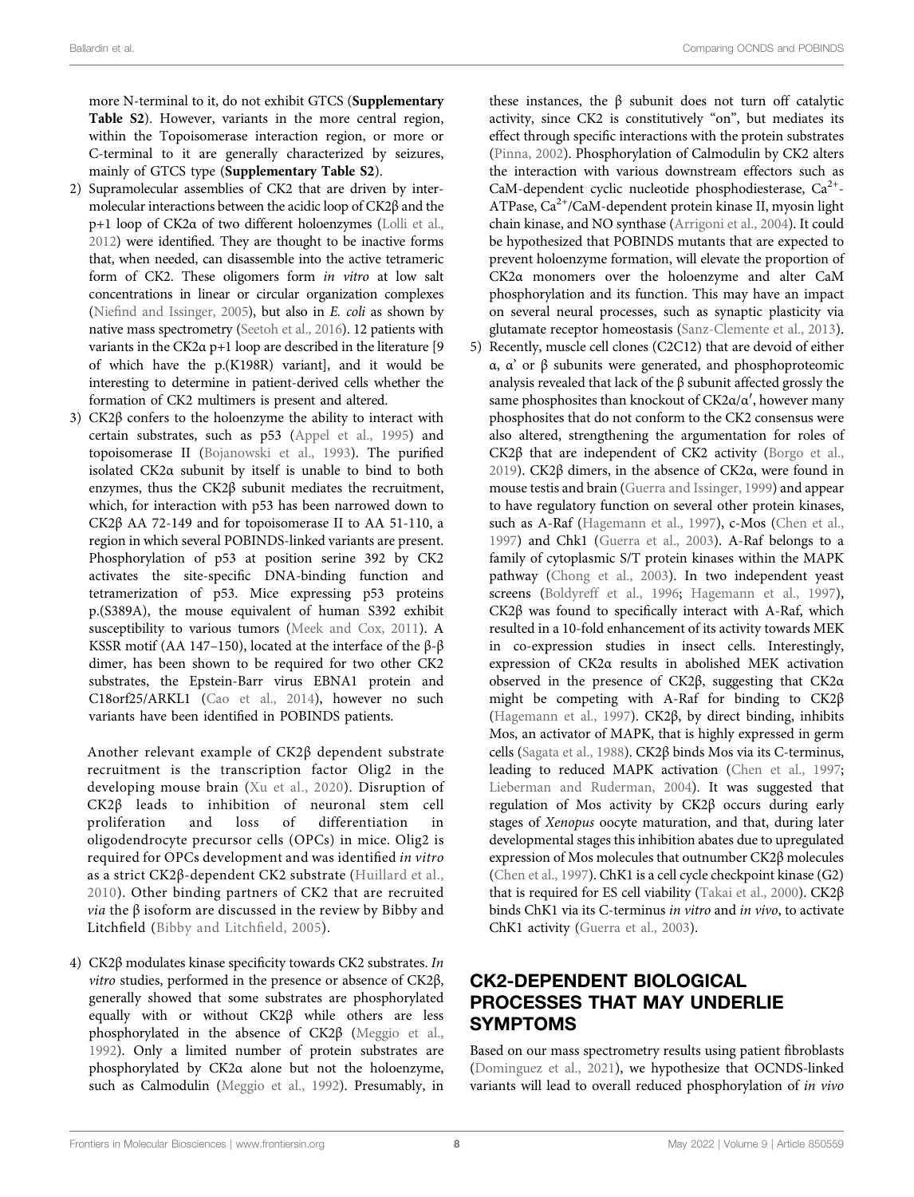more N-terminal to it, do not exhibit GTCS (**Supplementary Table S2**). However, variants in the more central region, within the Topoisomerase interaction region, or more or C-terminal to it are generally characterized by seizures, mainly of GTCS type (**Supplementary Table S2**).

2) Supramolecular assemblies of CK2 that are driven by intermolecular interactions between the acidic loop of CK2β and the p+1 loop of CK2α of two different holoenzymes (Lolli et al., 2012) were identified. They are thought to be inactive forms that, when needed, can disassemble into the active tetrameric form of CK2. These oligomers form *in vitro* at low salt concentrations in linear or circular organization complexes (Niefind and Issinger, 2005), but also in *E. coli* as shown by native mass spectrometry (Seetoh et al., 2016). 12 patients with variants in the CK2α p+1 loop are described in the literature [9 of which have the p.(K198R) variant], and it would be interesting to determine in patient-derived cells whether the formation of CK2 multimers is present and altered.

3) CK2β confers to the holoenzyme the ability to interact with certain substrates, such as p53 (Appel et al., 1995) and topoisomerase II (Bojanowski et al., 1993). The purified isolated CK2α subunit by itself is unable to bind to both enzymes, thus the CK2β subunit mediates the recruitment, which, for interaction with p53 has been narrowed down to CK2β AA 72-149 and for topoisomerase II to AA 51-110, a region in which several POBINDS-linked variants are present. Phosphorylation of p53 at position serine 392 by CK2 activates the site-specific DNA-binding function and tetramerization of p53. Mice expressing p53 proteins p.(S389A), the mouse equivalent of human S392 exhibit susceptibility to various tumors (Meek and Cox, 2011). A KSSR motif (AA 147–150), located at the interface of the β-β dimer, has been shown to be required for two other CK2 substrates, the Epstein-Barr virus EBNA1 protein and C18orf25/ARKL1 (Cao et al., 2014), however no such variants have been identified in POBINDS patients.

   Another relevant example of CK2β dependent substrate recruitment is the transcription factor Olig2 in the developing mouse brain (Xu et al., 2020). Disruption of CK2β leads to inhibition of neuronal stem cell proliferation and loss of differentiation in oligodendrocyte precursor cells (OPCs) in mice. Olig2 is required for OPCs development and was identified *in vitro* as a strict CK2β-dependent CK2 substrate (Huillard et al., 2010). Other binding partners of CK2 that are recruited *via* the β isoform are discussed in the review by Bibby and Litchfield (Bibby and Litchfield, 2005).

4) CK2β modulates kinase specificity towards CK2 substrates. *In vitro* studies, performed in the presence or absence of CK2β, generally showed that some substrates are phosphorylated equally with or without CK2β while others are less phosphorylated in the absence of CK2β (Meggio et al., 1992). Only a limited number of protein substrates are phosphorylated by CK2α alone but not the holoenzyme, such as Calmodulin (Meggio et al., 1992). Presumably, in these instances, the β subunit does not turn off catalytic activity, since CK2 is constitutively "on", but mediates its effect through specific interactions with the protein substrates (Pinna, 2002). Phosphorylation of Calmodulin by CK2 alters the interaction with various downstream effectors such as CaM-dependent cyclic nucleotide phosphodiesterase, $Ca^{2+}$-ATPase, $Ca^{2+}$/CaM-dependent protein kinase II, myosin light chain kinase, and NO synthase (Arrigoni et al., 2004). It could be hypothesized that POBINDS mutants that are expected to prevent holoenzyme formation, will elevate the proportion of CK2α monomers over the holoenzyme and alter CaM phosphorylation and its function. This may have an impact on several neural processes, such as synaptic plasticity via glutamate receptor homeostasis (Sanz-Clemente et al., 2013).

5) Recently, muscle cell clones (C2C12) that are devoid of either α, α' or β subunits were generated, and phosphoproteomic analysis revealed that lack of the β subunit affected grossly the same phosphosites than knockout of CK2α/α′, however many phosphosites that do not conform to the CK2 consensus were also altered, strengthening the argumentation for roles of CK2β that are independent of CK2 activity (Borgo et al., 2019). CK2β dimers, in the absence of CK2α, were found in mouse testis and brain (Guerra and Issinger, 1999) and appear to have regulatory function on several other protein kinases, such as A-Raf (Hagemann et al., 1997), c-Mos (Chen et al., 1997) and Chk1 (Guerra et al., 2003). A-Raf belongs to a family of cytoplasmic S/T protein kinases within the MAPK pathway (Chong et al., 2003). In two independent yeast screens (Boldyreff et al., 1996; Hagemann et al., 1997), CK2β was found to specifically interact with A-Raf, which resulted in a 10-fold enhancement of its activity towards MEK in co-expression studies in insect cells. Interestingly, expression of CK2α results in abolished MEK activation observed in the presence of CK2β, suggesting that CK2α might be competing with A-Raf for binding to CK2β (Hagemann et al., 1997). CK2β, by direct binding, inhibits Mos, an activator of MAPK, that is highly expressed in germ cells (Sagata et al., 1988). CK2β binds Mos via its C-terminus, leading to reduced MAPK activation (Chen et al., 1997; Lieberman and Ruderman, 2004). It was suggested that regulation of Mos activity by CK2β occurs during early stages of *Xenopus* oocyte maturation, and that, during later developmental stages this inhibition abates due to upregulated expression of Mos molecules that outnumber CK2β molecules (Chen et al., 1997). ChK1 is a cell cycle checkpoint kinase (G2) that is required for ES cell viability (Takai et al., 2000). CK2β binds ChK1 via its C-terminus *in vitro* and *in vivo*, to activate ChK1 activity (Guerra et al., 2003).

## CK2-DEPENDENT BIOLOGICAL PROCESSES THAT MAY UNDERLIE SYMPTOMS

Based on our mass spectrometry results using patient fibroblasts (Dominguez et al., 2021), we hypothesize that OCNDS-linked variants will lead to overall reduced phosphorylation of *in vivo*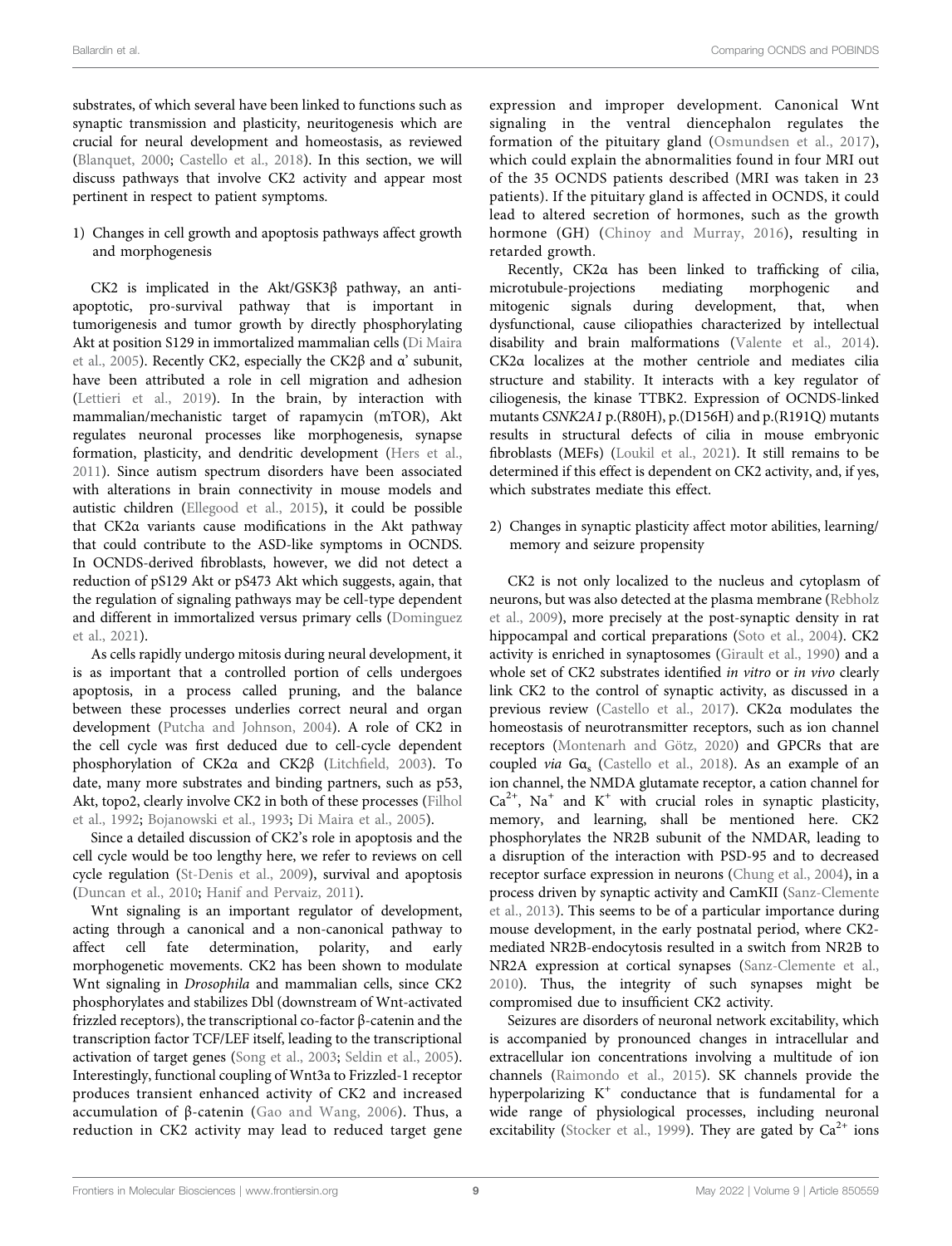substrates, of which several have been linked to functions such as synaptic transmission and plasticity, neuritogenesis which are crucial for neural development and homeostasis, as reviewed (Blanquet, 2000; Castello et al., 2018). In this section, we will discuss pathways that involve CK2 activity and appear most pertinent in respect to patient symptoms.

1) Changes in cell growth and apoptosis pathways affect growth and morphogenesis

CK2 is implicated in the Akt/GSK3β pathway, an anti-apoptotic, pro-survival pathway that is important in tumorigenesis and tumor growth by directly phosphorylating Akt at position S129 in immortalized mammalian cells (Di Maira et al., 2005). Recently CK2, especially the CK2β and α' subunit, have been attributed a role in cell migration and adhesion (Lettieri et al., 2019). In the brain, by interaction with mammalian/mechanistic target of rapamycin (mTOR), Akt regulates neuronal processes like morphogenesis, synapse formation, plasticity, and dendritic development (Hers et al., 2011). Since autism spectrum disorders have been associated with alterations in brain connectivity in mouse models and autistic children (Ellegood et al., 2015), it could be possible that CK2α variants cause modifications in the Akt pathway that could contribute to the ASD-like symptoms in OCNDS. In OCNDS-derived fibroblasts, however, we did not detect a reduction of pS129 Akt or pS473 Akt which suggests, again, that the regulation of signaling pathways may be cell-type dependent and different in immortalized versus primary cells (Dominguez et al., 2021).

As cells rapidly undergo mitosis during neural development, it is as important that a controlled portion of cells undergoes apoptosis, in a process called pruning, and the balance between these processes underlies correct neural and organ development (Putcha and Johnson, 2004). A role of CK2 in the cell cycle was first deduced due to cell-cycle dependent phosphorylation of CK2α and CK2β (Litchfield, 2003). To date, many more substrates and binding partners, such as p53, Akt, topo2, clearly involve CK2 in both of these processes (Filhol et al., 1992; Bojanowski et al., 1993; Di Maira et al., 2005).

Since a detailed discussion of CK2's role in apoptosis and the cell cycle would be too lengthy here, we refer to reviews on cell cycle regulation (St-Denis et al., 2009), survival and apoptosis (Duncan et al., 2010; Hanif and Pervaiz, 2011).

Wnt signaling is an important regulator of development, acting through a canonical and a non-canonical pathway to affect cell fate determination, polarity, and early morphogenetic movements. CK2 has been shown to modulate Wnt signaling in *Drosophila* and mammalian cells, since CK2 phosphorylates and stabilizes Dbl (downstream of Wnt-activated frizzled receptors), the transcriptional co-factor β-catenin and the transcription factor TCF/LEF itself, leading to the transcriptional activation of target genes (Song et al., 2003; Seldin et al., 2005). Interestingly, functional coupling of Wnt3a to Frizzled-1 receptor produces transient enhanced activity of CK2 and increased accumulation of β-catenin (Gao and Wang, 2006). Thus, a reduction in CK2 activity may lead to reduced target gene expression and improper development. Canonical Wnt signaling in the ventral diencephalon regulates the formation of the pituitary gland (Osmundsen et al., 2017), which could explain the abnormalities found in four MRI out of the 35 OCNDS patients described (MRI was taken in 23 patients). If the pituitary gland is affected in OCNDS, it could lead to altered secretion of hormones, such as the growth hormone (GH) (Chinoy and Murray, 2016), resulting in retarded growth.

Recently, CK2α has been linked to trafficking of cilia, microtubule-projections mediating morphogenic and mitogenic signals during development, that, when dysfunctional, cause ciliopathies characterized by intellectual disability and brain malformations (Valente et al., 2014). CK2α localizes at the mother centriole and mediates cilia structure and stability. It interacts with a key regulator of ciliogenesis, the kinase TTBK2. Expression of OCNDS-linked mutants *CSNK2A1* p.(R80H), p.(D156H) and p.(R191Q) mutants results in structural defects of cilia in mouse embryonic fibroblasts (MEFs) (Loukil et al., 2021). It still remains to be determined if this effect is dependent on CK2 activity, and, if yes, which substrates mediate this effect.

2) Changes in synaptic plasticity affect motor abilities, learning/memory and seizure propensity

CK2 is not only localized to the nucleus and cytoplasm of neurons, but was also detected at the plasma membrane (Rebholz et al., 2009), more precisely at the post-synaptic density in rat hippocampal and cortical preparations (Soto et al., 2004). CK2 activity is enriched in synaptosomes (Girault et al., 1990) and a whole set of CK2 substrates identified *in vitro* or *in vivo* clearly link CK2 to the control of synaptic activity, as discussed in a previous review (Castello et al., 2017). CK2α modulates the homeostasis of neurotransmitter receptors, such as ion channel receptors (Montenarh and Götz, 2020) and GPCRs that are coupled *via* $G\alpha_s$ (Castello et al., 2018). As an example of an ion channel, the NMDA glutamate receptor, a cation channel for $Ca^{2+}$, $Na^+$ and $K^+$ with crucial roles in synaptic plasticity, memory, and learning, shall be mentioned here. CK2 phosphorylates the NR2B subunit of the NMDAR, leading to a disruption of the interaction with PSD-95 and to decreased receptor surface expression in neurons (Chung et al., 2004), in a process driven by synaptic activity and CamKII (Sanz-Clemente et al., 2013). This seems to be of a particular importance during mouse development, in the early postnatal period, where CK2-mediated NR2B-endocytosis resulted in a switch from NR2B to NR2A expression at cortical synapses (Sanz-Clemente et al., 2010). Thus, the integrity of such synapses might be compromised due to insufficient CK2 activity.

Seizures are disorders of neuronal network excitability, which is accompanied by pronounced changes in intracellular and extracellular ion concentrations involving a multitude of ion channels (Raimondo et al., 2015). SK channels provide the hyperpolarizing $K^+$ conductance that is fundamental for a wide range of physiological processes, including neuronal excitability (Stocker et al., 1999). They are gated by $Ca^{2+}$ ions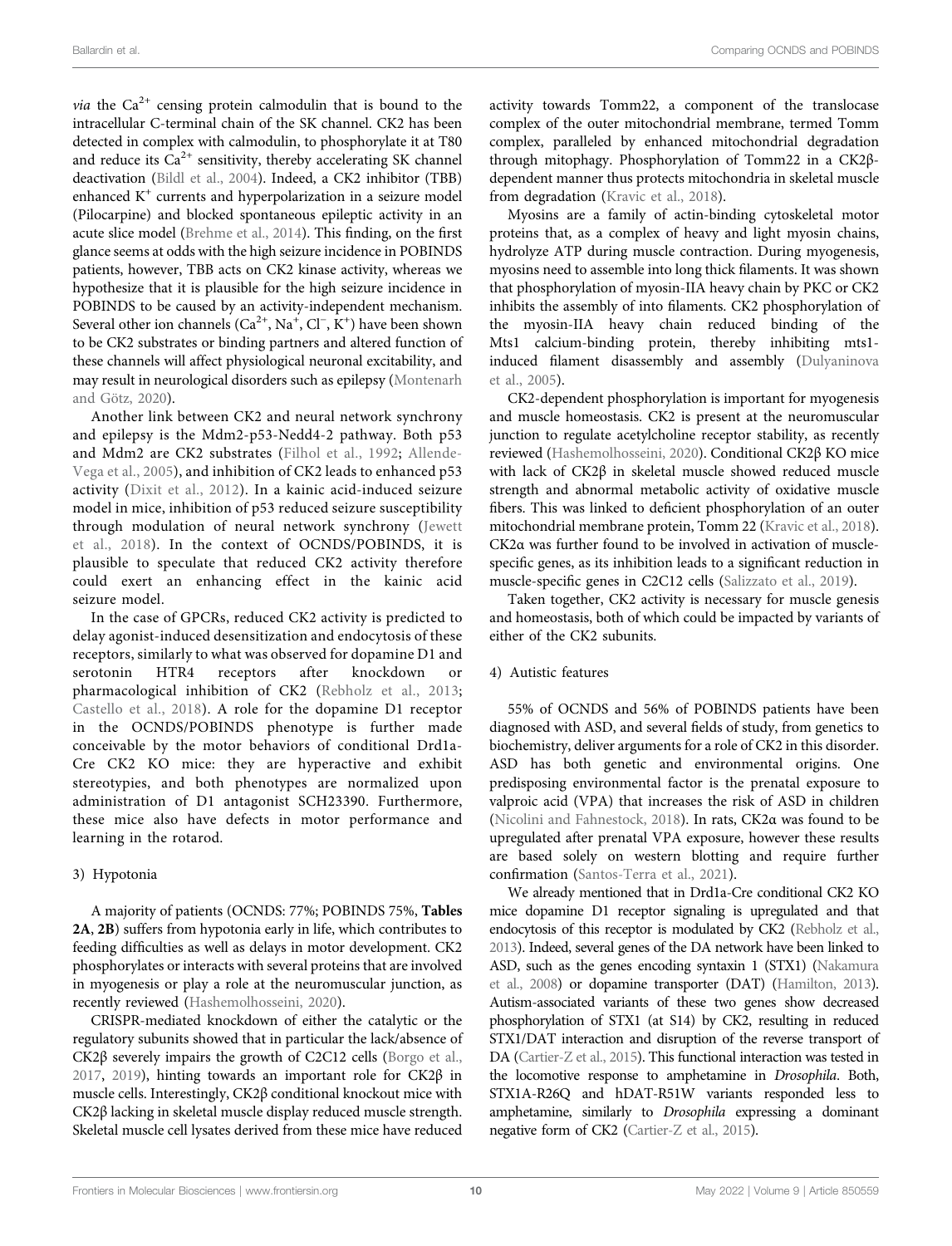*via* the $Ca^{2+}$ censing protein calmodulin that is bound to the intracellular C-terminal chain of the SK channel. CK2 has been detected in complex with calmodulin, to phosphorylate it at T80 and reduce its $Ca^{2+}$ sensitivity, thereby accelerating SK channel deactivation (Bildl et al., 2004). Indeed, a CK2 inhibitor (TBB) enhanced $K^{+}$ currents and hyperpolarization in a seizure model (Pilocarpine) and blocked spontaneous epileptic activity in an acute slice model (Brehme et al., 2014). This finding, on the first glance seems at odds with the high seizure incidence in POBINDS patients, however, TBB acts on CK2 kinase activity, whereas we hypothesize that it is plausible for the high seizure incidence in POBINDS to be caused by an activity-independent mechanism. Several other ion channels ($Ca^{2+}$, $Na^{+}$, $Cl^{-}$, $K^{+}$) have been shown to be CK2 substrates or binding partners and altered function of these channels will affect physiological neuronal excitability, and may result in neurological disorders such as epilepsy (Montenarh and Götz, 2020).

Another link between CK2 and neural network synchrony and epilepsy is the Mdm2-p53-Nedd4-2 pathway. Both p53 and Mdm2 are CK2 substrates (Filhol et al., 1992; Allende-Vega et al., 2005), and inhibition of CK2 leads to enhanced p53 activity (Dixit et al., 2012). In a kainic acid-induced seizure model in mice, inhibition of p53 reduced seizure susceptibility through modulation of neural network synchrony (Jewett et al., 2018). In the context of OCNDS/POBINDS, it is plausible to speculate that reduced CK2 activity therefore could exert an enhancing effect in the kainic acid seizure model.

In the case of GPCRs, reduced CK2 activity is predicted to delay agonist-induced desensitization and endocytosis of these receptors, similarly to what was observed for dopamine D1 and serotonin HTR4 receptors after knockdown or pharmacological inhibition of CK2 (Rebholz et al., 2013; Castello et al., 2018). A role for the dopamine D1 receptor in the OCNDS/POBINDS phenotype is further made conceivable by the motor behaviors of conditional Drd1a-Cre CK2 KO mice: they are hyperactive and exhibit stereotypies, and both phenotypes are normalized upon administration of D1 antagonist SCH23390. Furthermore, these mice also have defects in motor performance and learning in the rotarod.

3) Hypotonia

A majority of patients (OCNDS: 77%; POBINDS 75%, **Tables 2A, 2B**) suffers from hypotonia early in life, which contributes to feeding difficulties as well as delays in motor development. CK2 phosphorylates or interacts with several proteins that are involved in myogenesis or play a role at the neuromuscular junction, as recently reviewed (Hashemolhosseini, 2020).

CRISPR-mediated knockdown of either the catalytic or the regulatory subunits showed that in particular the lack/absence of CK2β severely impairs the growth of C2C12 cells (Borgo et al., 2017, 2019), hinting towards an important role for CK2β in muscle cells. Interestingly, CK2β conditional knockout mice with CK2β lacking in skeletal muscle display reduced muscle strength. Skeletal muscle cell lysates derived from these mice have reduced activity towards Tomm22, a component of the translocase complex of the outer mitochondrial membrane, termed Tomm complex, paralleled by enhanced mitochondrial degradation through mitophagy. Phosphorylation of Tomm22 in a CK2β-dependent manner thus protects mitochondria in skeletal muscle from degradation (Kravic et al., 2018).

Myosins are a family of actin-binding cytoskeletal motor proteins that, as a complex of heavy and light myosin chains, hydrolyze ATP during muscle contraction. During myogenesis, myosins need to assemble into long thick filaments. It was shown that phosphorylation of myosin-IIA heavy chain by PKC or CK2 inhibits the assembly of into filaments. CK2 phosphorylation of the myosin-IIA heavy chain reduced binding of the Mts1 calcium-binding protein, thereby inhibiting mts1-induced filament disassembly and assembly (Dulyaninova et al., 2005).

CK2-dependent phosphorylation is important for myogenesis and muscle homeostasis. CK2 is present at the neuromuscular junction to regulate acetylcholine receptor stability, as recently reviewed (Hashemolhosseini, 2020). Conditional CK2β KO mice with lack of CK2β in skeletal muscle showed reduced muscle strength and abnormal metabolic activity of oxidative muscle fibers. This was linked to deficient phosphorylation of an outer mitochondrial membrane protein, Tomm 22 (Kravic et al., 2018). CK2α was further found to be involved in activation of muscle-specific genes, as its inhibition leads to a significant reduction in muscle-specific genes in C2C12 cells (Salizzato et al., 2019).

Taken together, CK2 activity is necessary for muscle genesis and homeostasis, both of which could be impacted by variants of either of the CK2 subunits.

4) Autistic features

55% of OCNDS and 56% of POBINDS patients have been diagnosed with ASD, and several fields of study, from genetics to biochemistry, deliver arguments for a role of CK2 in this disorder. ASD has both genetic and environmental origins. One predisposing environmental factor is the prenatal exposure to valproic acid (VPA) that increases the risk of ASD in children (Nicolini and Fahnestock, 2018). In rats, CK2α was found to be upregulated after prenatal VPA exposure, however these results are based solely on western blotting and require further confirmation (Santos-Terra et al., 2021).

We already mentioned that in Drd1a-Cre conditional CK2 KO mice dopamine D1 receptor signaling is upregulated and that endocytosis of this receptor is modulated by CK2 (Rebholz et al., 2013). Indeed, several genes of the DA network have been linked to ASD, such as the genes encoding syntaxin 1 (STX1) (Nakamura et al., 2008) or dopamine transporter (DAT) (Hamilton, 2013). Autism-associated variants of these two genes show decreased phosphorylation of STX1 (at S14) by CK2, resulting in reduced STX1/DAT interaction and disruption of the reverse transport of DA (Cartier-Z et al., 2015). This functional interaction was tested in the locomotive response to amphetamine in *Drosophila*. Both, STX1A-R26Q and hDAT-R51W variants responded less to amphetamine, similarly to *Drosophila* expressing a dominant negative form of CK2 (Cartier-Z et al., 2015).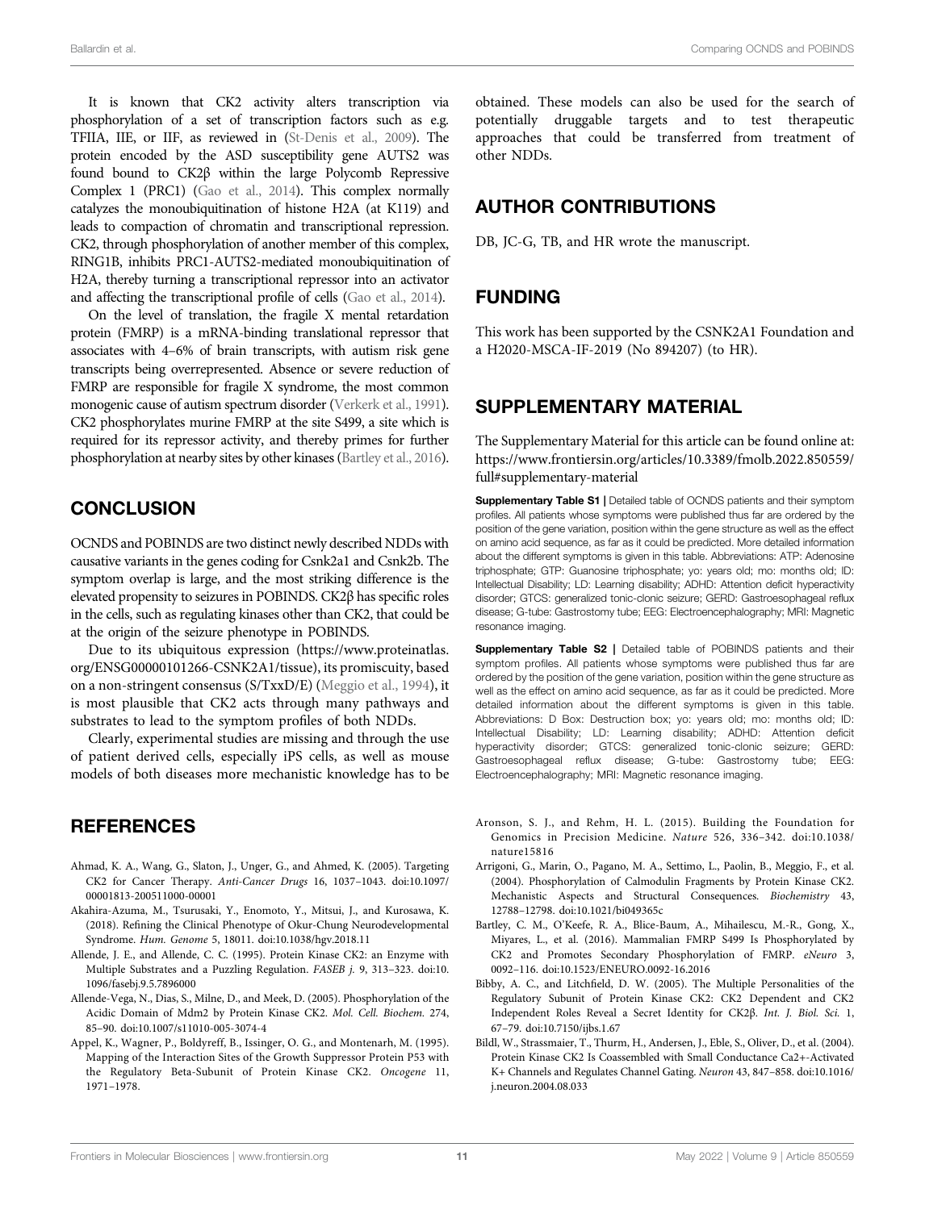It is known that CK2 activity alters transcription via phosphorylation of a set of transcription factors such as e.g. TFIIA, IIE, or IIF, as reviewed in (St-Denis et al., 2009). The protein encoded by the ASD susceptibility gene AUTS2 was found bound to CK2β within the large Polycomb Repressive Complex 1 (PRC1) (Gao et al., 2014). This complex normally catalyzes the monoubiquitination of histone H2A (at K119) and leads to compaction of chromatin and transcriptional repression. CK2, through phosphorylation of another member of this complex, RING1B, inhibits PRC1-AUTS2-mediated monoubiquitination of H2A, thereby turning a transcriptional repressor into an activator and affecting the transcriptional profile of cells (Gao et al., 2014).

On the level of translation, the fragile X mental retardation protein (FMRP) is a mRNA-binding translational repressor that associates with 4–6% of brain transcripts, with autism risk gene transcripts being overrepresented. Absence or severe reduction of FMRP are responsible for fragile X syndrome, the most common monogenic cause of autism spectrum disorder (Verkerk et al., 1991). CK2 phosphorylates murine FMRP at the site S499, a site which is required for its repressor activity, and thereby primes for further phosphorylation at nearby sites by other kinases (Bartley et al., 2016).

## CONCLUSION

OCNDS and POBINDS are two distinct newly described NDDs with causative variants in the genes coding for Csnk2a1 and Csnk2b. The symptom overlap is large, and the most striking difference is the elevated propensity to seizures in POBINDS. CK2β has specific roles in the cells, such as regulating kinases other than CK2, that could be at the origin of the seizure phenotype in POBINDS.

Due to its ubiquitous expression (https://www.proteinatlas.org/ENSG00000101266-CSNK2A1/tissue), its promiscuity, based on a non-stringent consensus (S/TxxD/E) (Meggio et al., 1994), it is most plausible that CK2 acts through many pathways and substrates to lead to the symptom profiles of both NDDs.

Clearly, experimental studies are missing and through the use of patient derived cells, especially iPS cells, as well as mouse models of both diseases more mechanistic knowledge has to be obtained. These models can also be used for the search of potentially druggable targets and to test therapeutic approaches that could be transferred from treatment of other NDDs.

## AUTHOR CONTRIBUTIONS

DB, JC-G, TB, and HR wrote the manuscript.

## FUNDING

This work has been supported by the CSNK2A1 Foundation and a H2020-MSCA-IF-2019 (No 894207) (to HR).

## SUPPLEMENTARY MATERIAL

The Supplementary Material for this article can be found online at: https://www.frontiersin.org/articles/10.3389/fmolb.2022.850559/full#supplementary-material

**Supplementary Table S1 |** Detailed table of OCNDS patients and their symptom profiles. All patients whose symptoms were published thus far are ordered by the position of the gene variation, position within the gene structure as well as the effect on amino acid sequence, as far as it could be predicted. More detailed information about the different symptoms is given in this table. Abbreviations: ATP: Adenosine triphosphate; GTP: Guanosine triphosphate; yo: years old; mo: months old; ID: Intellectual Disability; LD: Learning disability; ADHD: Attention deficit hyperactivity disorder; GTCS: generalized tonic-clonic seizure; GERD: Gastroesophageal reflux disease; G-tube: Gastrostomy tube; EEG: Electroencephalography; MRI: Magnetic resonance imaging.

**Supplementary Table S2 |** Detailed table of POBINDS patients and their symptom profiles. All patients whose symptoms were published thus far are ordered by the position of the gene variation, position within the gene structure as well as the effect on amino acid sequence, as far as it could be predicted. More detailed information about the different symptoms is given in this table. Abbreviations: D Box: Destruction box; yo: years old; mo: months old; ID: Intellectual Disability; LD: Learning disability; ADHD: Attention deficit hyperactivity disorder; GTCS: generalized tonic-clonic seizure; GERD: Gastroesophageal reflux disease; G-tube: Gastrostomy tube; EEG: Electroencephalography; MRI: Magnetic resonance imaging.

## REFERENCES

Ahmad, K. A., Wang, G., Slaton, J., Unger, G., and Ahmed, K. (2005). Targeting CK2 for Cancer Therapy. *Anti-Cancer Drugs* 16, 1037–1043. doi:10.1097/00001813-200511000-00001

Akahira-Azuma, M., Tsurusaki, Y., Enomoto, Y., Mitsui, J., and Kurosawa, K. (2018). Refining the Clinical Phenotype of Okur-Chung Neurodevelopmental Syndrome. *Hum. Genome* 5, 18011. doi:10.1038/hgv.2018.11

Allende, J. E., and Allende, C. C. (1995). Protein Kinase CK2: an Enzyme with Multiple Substrates and a Puzzling Regulation. *FASEB j.* 9, 313–323. doi:10.1096/fasebj.9.5.7896000

Allende-Vega, N., Dias, S., Milne, D., and Meek, D. (2005). Phosphorylation of the Acidic Domain of Mdm2 by Protein Kinase CK2. *Mol. Cell. Biochem.* 274, 85–90. doi:10.1007/s11010-005-3074-4

Appel, K., Wagner, P., Boldyreff, B., Issinger, O. G., and Montenarh, M. (1995). Mapping of the Interaction Sites of the Growth Suppressor Protein P53 with the Regulatory Beta-Subunit of Protein Kinase CK2. *Oncogene* 11, 1971–1978.

Aronson, S. J., and Rehm, H. L. (2015). Building the Foundation for Genomics in Precision Medicine. *Nature* 526, 336–342. doi:10.1038/nature15816

Arrigoni, G., Marin, O., Pagano, M. A., Settimo, L., Paolin, B., Meggio, F., et al. (2004). Phosphorylation of Calmodulin Fragments by Protein Kinase CK2. Mechanistic Aspects and Structural Consequences. *Biochemistry* 43, 12788–12798. doi:10.1021/bi049365c

Bartley, C. M., O'Keefe, R. A., Blice-Baum, A., Mihailescu, M.-R., Gong, X., Miyares, L., et al. (2016). Mammalian FMRP S499 Is Phosphorylated by CK2 and Promotes Secondary Phosphorylation of FMRP. *eNeuro* 3, 0092–116. doi:10.1523/ENEURO.0092-16.2016

Bibby, A. C., and Litchfield, D. W. (2005). The Multiple Personalities of the Regulatory Subunit of Protein Kinase CK2: CK2 Dependent and CK2 Independent Roles Reveal a Secret Identity for CK2β. *Int. J. Biol. Sci.* 1, 67–79. doi:10.7150/ijbs.1.67

Bildl, W., Strassmaier, T., Thurm, H., Andersen, J., Eble, S., Oliver, D., et al. (2004). Protein Kinase CK2 Is Coassembled with Small Conductance Ca2+-Activated K+ Channels and Regulates Channel Gating. *Neuron* 43, 847–858. doi:10.1016/j.neuron.2004.08.033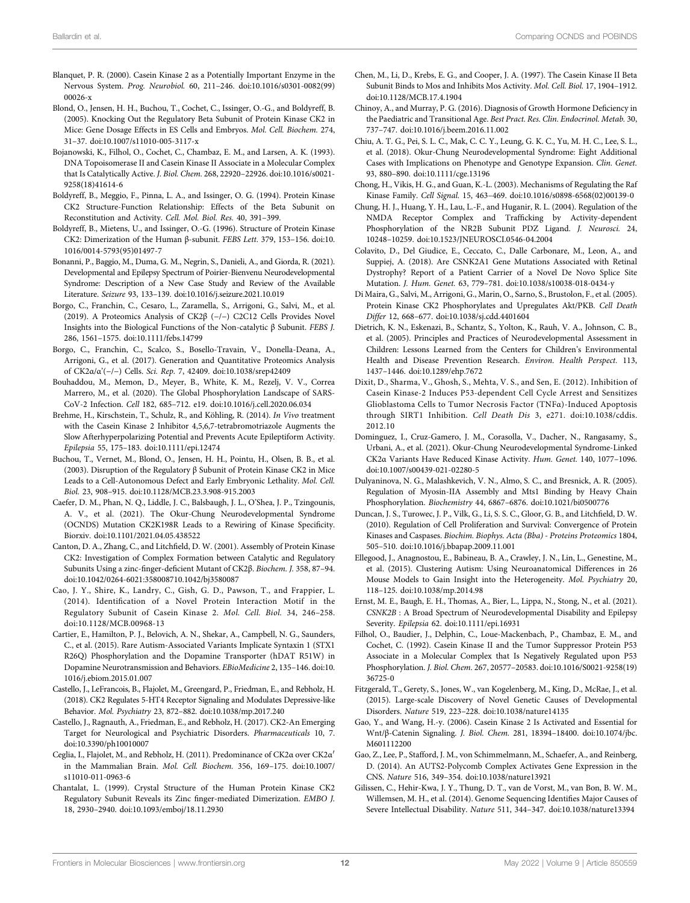Blanquet, P. R. (2000). Casein Kinase 2 as a Potentially Important Enzyme in the Nervous System. *Prog. Neurobiol.* 60, 211–246. doi:10.1016/s0301-0082(99)00026-x

Blond, O., Jensen, H. H., Buchou, T., Cochet, C., Issinger, O.-G., and Boldyreff, B. (2005). Knocking Out the Regulatory Beta Subunit of Protein Kinase CK2 in Mice: Gene Dosage Effects in ES Cells and Embryos. *Mol. Cell. Biochem.* 274, 31–37. doi:10.1007/s11010-005-3117-x

Bojanowski, K., Filhol, O., Cochet, C., Chambaz, E. M., and Larsen, A. K. (1993). DNA Topoisomerase II and Casein Kinase II Associate in a Molecular Complex that Is Catalytically Active. *J. Biol. Chem.* 268, 22920–22926. doi:10.1016/s0021-9258(18)41614-6

Boldyreff, B., Meggio, F., Pinna, L. A., and Issinger, O. G. (1994). Protein Kinase CK2 Structure-Function Relationship: Effects of the Beta Subunit on Reconstitution and Activity. *Cell. Mol. Biol. Res.* 40, 391–399.

Boldyreff, B., Mietens, U., and Issinger, O.-G. (1996). Structure of Protein Kinase CK2: Dimerization of the Human β-subunit. *FEBS Lett.* 379, 153–156. doi:10.1016/0014-5793(95)01497-7

Bonanni, P., Baggio, M., Duma, G. M., Negrin, S., Danieli, A., and Giorda, R. (2021). Developmental and Epilepsy Spectrum of Poirier-Bienvenu Neurodevelopmental Syndrome: Description of a New Case Study and Review of the Available Literature. *Seizure* 93, 133–139. doi:10.1016/j.seizure.2021.10.019

Borgo, C., Franchin, C., Cesaro, L., Zaramella, S., Arrigoni, G., Salvi, M., et al. (2019). A Proteomics Analysis of CK2β (−/−) C2C12 Cells Provides Novel Insights into the Biological Functions of the Non-catalytic β Subunit. *FEBS J.* 286, 1561–1575. doi:10.1111/febs.14799

Borgo, C., Franchin, C., Scalco, S., Bosello-Travain, V., Donella-Deana, A., Arrigoni, G., et al. (2017). Generation and Quantitative Proteomics Analysis of CK2α/α'(−/−) Cells. *Sci. Rep.* 7, 42409. doi:10.1038/srep42409

Bouhaddou, M., Memon, D., Meyer, B., White, K. M., Rezelj, V. V., Correa Marrero, M., et al. (2020). The Global Phosphorylation Landscape of SARS-CoV-2 Infection. *Cell* 182, 685–712. e19. doi:10.1016/j.cell.2020.06.034

Brehme, H., Kirschstein, T., Schulz, R., and Köhling, R. (2014). *In Vivo* treatment with the Casein Kinase 2 Inhibitor 4,5,6,7-tetrabromotriazole Augments the Slow Afterhyperpolarizing Potential and Prevents Acute Epileptiform Activity. *Epilepsia* 55, 175–183. doi:10.1111/epi.12474

Buchou, T., Vernet, M., Blond, O., Jensen, H. H., Pointu, H., Olsen, B. B., et al. (2003). Disruption of the Regulatory β Subunit of Protein Kinase CK2 in Mice Leads to a Cell-Autonomous Defect and Early Embryonic Lethality. *Mol. Cell. Biol.* 23, 908–915. doi:10.1128/MCB.23.3.908-915.2003

Caefer, D. M., Phan, N. Q., Liddle, J. C., Balsbaugh, J. L., O'Shea, J. P., Tzingounis, A. V., et al. (2021). The Okur-Chung Neurodevelopmental Syndrome (OCNDS) Mutation CK2K198R Leads to a Rewiring of Kinase Specificity. *Biorxiv*. doi:10.1101/2021.04.05.438522

Canton, D. A., Zhang, C., and Litchfield, D. W. (2001). Assembly of Protein Kinase CK2: Investigation of Complex Formation between Catalytic and Regulatory Subunits Using a zinc-finger-deficient Mutant of CK2β. *Biochem. J.* 358, 87–94. doi:10.1042/0264-6021:358008710.1042/bj3580087

Cao, J. Y., Shire, K., Landry, C., Gish, G. D., Pawson, T., and Frappier, L. (2014). Identification of a Novel Protein Interaction Motif in the Regulatory Subunit of Casein Kinase 2. *Mol. Cell. Biol.* 34, 246–258. doi:10.1128/MCB.00968-13

Cartier, E., Hamilton, P. J., Belovich, A. N., Shekar, A., Campbell, N. G., Saunders, C., et al. (2015). Rare Autism-Associated Variants Implicate Syntaxin 1 (STX1 R26Q) Phosphorylation and the Dopamine Transporter (hDAT R51W) in Dopamine Neurotransmission and Behaviors. *EBioMedicine* 2, 135–146. doi:10.1016/j.ebiom.2015.01.007

Castello, J., LeFrancois, B., Flajolet, M., Greengard, P., Friedman, E., and Rebholz, H. (2018). CK2 Regulates 5-HT4 Receptor Signaling and Modulates Depressive-like Behavior. *Mol. Psychiatry* 23, 872–882. doi:10.1038/mp.2017.240

Castello, J., Ragnauth, A., Friedman, E., and Rebholz, H. (2017). CK2-An Emerging Target for Neurological and Psychiatric Disorders. *Pharmaceuticals* 10, 7. doi:10.3390/ph10010007

Ceglia, I., Flajolet, M., and Rebholz, H. (2011). Predominance of CK2α over CK2α′ in the Mammalian Brain. *Mol. Cell. Biochem.* 356, 169–175. doi:10.1007/s11010-011-0963-6

Chantalat, L. (1999). Crystal Structure of the Human Protein Kinase CK2 Regulatory Subunit Reveals its Zinc finger-mediated Dimerization. *EMBO J.* 18, 2930–2940. doi:10.1093/emboj/18.11.2930

Chen, M., Li, D., Krebs, E. G., and Cooper, J. A. (1997). The Casein Kinase II Beta Subunit Binds to Mos and Inhibits Mos Activity. *Mol. Cell. Biol.* 17, 1904–1912. doi:10.1128/MCB.17.4.1904

Chinoy, A., and Murray, P. G. (2016). Diagnosis of Growth Hormone Deficiency in the Paediatric and Transitional Age. *Best Pract. Res. Clin. Endocrinol. Metab.* 30, 737–747. doi:10.1016/j.beem.2016.11.002

Chiu, A. T. G., Pei, S. L. C., Mak, C. C. Y., Leung, G. K. C., Yu, M. H. C., Lee, S. L., et al. (2018). Okur-Chung Neurodevelopmental Syndrome: Eight Additional Cases with Implications on Phenotype and Genotype Expansion. *Clin. Genet.* 93, 880–890. doi:10.1111/cge.13196

Chong, H., Vikis, H. G., and Guan, K.-L. (2003). Mechanisms of Regulating the Raf Kinase Family. *Cell Signal.* 15, 463–469. doi:10.1016/s0898-6568(02)00139-0

Chung, H. J., Huang, Y. H., Lau, L.-F., and Huganir, R. L. (2004). Regulation of the NMDA Receptor Complex and Trafficking by Activity-dependent Phosphorylation of the NR2B Subunit PDZ Ligand. *J. Neurosci.* 24, 10248–10259. doi:10.1523/JNEUROSCI.0546-04.2004

Colavito, D., Del Giudice, E., Ceccato, C., Dalle Carbonare, M., Leon, A., and Suppiej, A. (2018). Are CSNK2A1 Gene Mutations Associated with Retinal Dystrophy? Report of a Patient Carrier of a Novel De Novo Splice Site Mutation. *J. Hum. Genet.* 63, 779–781. doi:10.1038/s10038-018-0434-y

Di Maira, G., Salvi, M., Arrigoni, G., Marin, O., Sarno, S., Brustolon, F., et al. (2005). Protein Kinase CK2 Phosphorylates and Upregulates Akt/PKB. *Cell Death Differ* 12, 668–677. doi:10.1038/sj.cdd.4401604

Dietrich, K. N., Eskenazi, B., Schantz, S., Yolton, K., Rauh, V. A., Johnson, C. B., et al. (2005). Principles and Practices of Neurodevelopmental Assessment in Children: Lessons Learned from the Centers for Children's Environmental Health and Disease Prevention Research. *Environ. Health Perspect.* 113, 1437–1446. doi:10.1289/ehp.7672

Dixit, D., Sharma, V., Ghosh, S., Mehta, V. S., and Sen, E. (2012). Inhibition of Casein Kinase-2 Induces P53-dependent Cell Cycle Arrest and Sensitizes Glioblastoma Cells to Tumor Necrosis Factor (TNFα)-Induced Apoptosis through SIRT1 Inhibition. *Cell Death Dis* 3, e271. doi:10.1038/cddis.2012.10

Dominguez, I., Cruz-Gamero, J. M., Corasolla, V., Dacher, N., Rangasamy, S., Urbani, A., et al. (2021). Okur-Chung Neurodevelopmental Syndrome-Linked CK2α Variants Have Reduced Kinase Activity. *Hum. Genet.* 140, 1077–1096. doi:10.1007/s00439-021-02280-5

Dulyaninova, N. G., Malashkevich, V. N., Almo, S. C., and Bresnick, A. R. (2005). Regulation of Myosin-IIA Assembly and Mts1 Binding by Heavy Chain Phosphorylation. *Biochemistry* 44, 6867–6876. doi:10.1021/bi0500776

Duncan, J. S., Turowec, J. P., Vilk, G., Li, S. S. C., Gloor, G. B., and Litchfield, D. W. (2010). Regulation of Cell Proliferation and Survival: Convergence of Protein Kinases and Caspases. *Biochim. Biophys. Acta (Bba) - Proteins Proteomics* 1804, 505–510. doi:10.1016/j.bbapap.2009.11.001

Ellegood, J., Anagnostou, E., Babineau, B. A., Crawley, J. N., Lin, L., Genestine, M., et al. (2015). Clustering Autism: Using Neuroanatomical Differences in 26 Mouse Models to Gain Insight into the Heterogeneity. *Mol. Psychiatry* 20, 118–125. doi:10.1038/mp.2014.98

Ernst, M. E., Baugh, E. H., Thomas, A., Bier, L., Lippa, N., Stong, N., et al. (2021). *CSNK2B* : A Broad Spectrum of Neurodevelopmental Disability and Epilepsy Severity. *Epilepsia* 62. doi:10.1111/epi.16931

Filhol, O., Baudier, J., Delphin, C., Loue-Mackenbach, P., Chambaz, E. M., and Cochet, C. (1992). Casein Kinase II and the Tumor Suppressor Protein P53 Associate in a Molecular Complex that Is Negatively Regulated upon P53 Phosphorylation. *J. Biol. Chem.* 267, 20577–20583. doi:10.1016/S0021-9258(19)36725-0

Fitzgerald, T., Gerety, S., Jones, W., van Kogelenberg, M., King, D., McRae, J., et al. (2015). Large-scale Discovery of Novel Genetic Causes of Developmental Disorders. *Nature* 519, 223–228. doi:10.1038/nature14135

Gao, Y., and Wang, H.-y. (2006). Casein Kinase 2 Is Activated and Essential for Wnt/β-Catenin Signaling. *J. Biol. Chem.* 281, 18394–18400. doi:10.1074/jbc.M601112200

Gao, Z., Lee, P., Stafford, J. M., von Schimmelmann, M., Schaefer, A., and Reinberg, D. (2014). An AUTS2-Polycomb Complex Activates Gene Expression in the CNS. *Nature* 516, 349–354. doi:10.1038/nature13921

Gilissen, C., Hehir-Kwa, J. Y., Thung, D. T., van de Vorst, M., van Bon, B. W. M., Willemsen, M. H., et al. (2014). Genome Sequencing Identifies Major Causes of Severe Intellectual Disability. *Nature* 511, 344–347. doi:10.1038/nature13394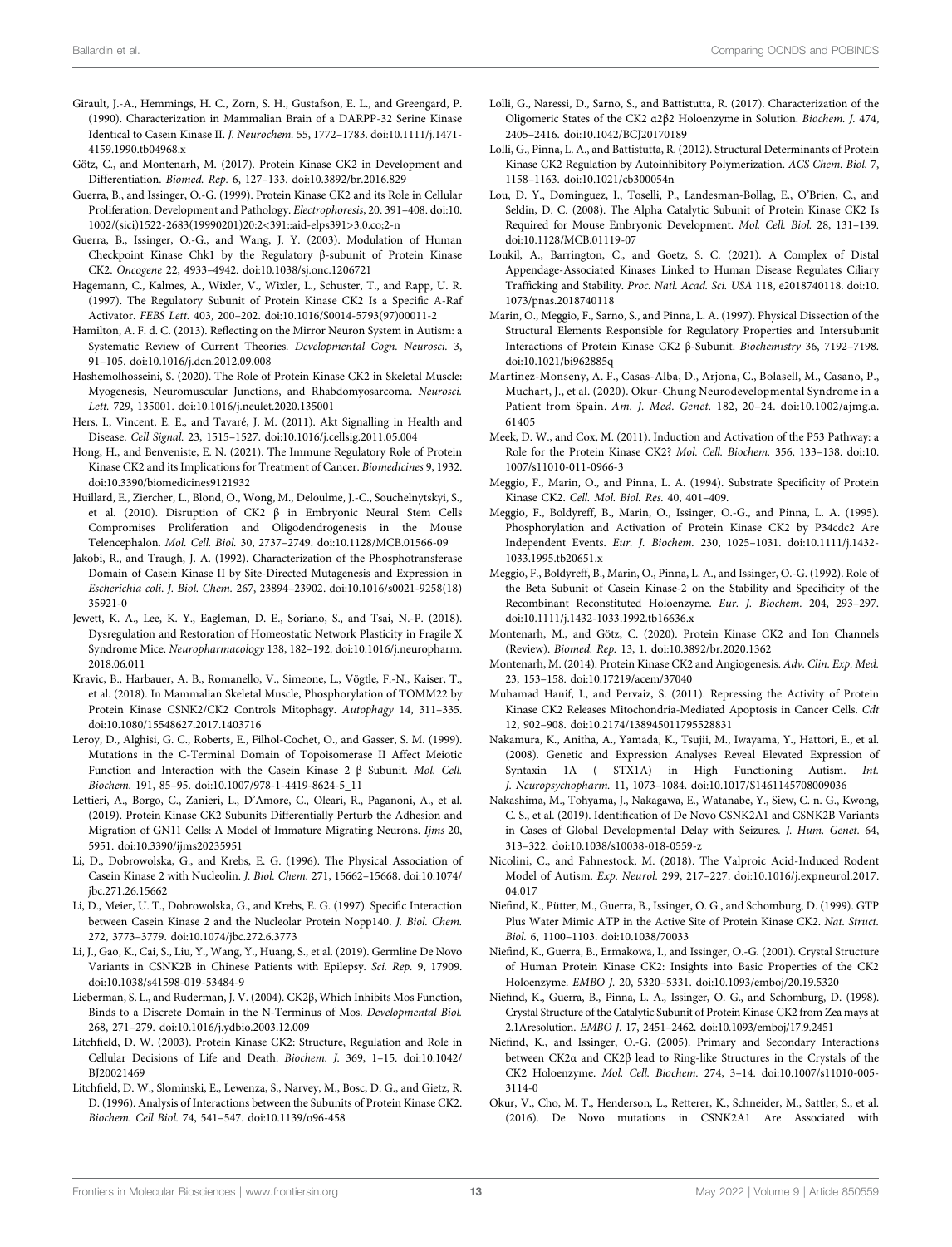Girault, J.-A., Hemmings, H. C., Zorn, S. H., Gustafson, E. L., and Greengard, P. (1990). Characterization in Mammalian Brain of a DARPP-32 Serine Kinase Identical to Casein Kinase II. *J. Neurochem.* 55, 1772–1783. doi:10.1111/j.1471-4159.1990.tb04968.x

Götz, C., and Montenarh, M. (2017). Protein Kinase CK2 in Development and Differentiation. *Biomed. Rep.* 6, 127–133. doi:10.3892/br.2016.829

Guerra, B., and Issinger, O.-G. (1999). Protein Kinase CK2 and its Role in Cellular Proliferation, Development and Pathology. *Electrophoresis*, 20. 391–408. doi:10.1002/(sici)1522-2683(19990201)20:2<391::aid-elps391>3.0.co;2-n

Guerra, B., Issinger, O.-G., and Wang, J. Y. (2003). Modulation of Human Checkpoint Kinase Chk1 by the Regulatory β-subunit of Protein Kinase CK2. *Oncogene* 22, 4933–4942. doi:10.1038/sj.onc.1206721

Hagemann, C., Kalmes, A., Wixler, V., Wixler, L., Schuster, T., and Rapp, U. R. (1997). The Regulatory Subunit of Protein Kinase CK2 Is a Specific A-Raf Activator. *FEBS Lett.* 403, 200–202. doi:10.1016/S0014-5793(97)00011-2

Hamilton, A. F. d. C. (2013). Reflecting on the Mirror Neuron System in Autism: a Systematic Review of Current Theories. *Developmental Cogn. Neurosci.* 3, 91–105. doi:10.1016/j.dcn.2012.09.008

Hashemolhosseini, S. (2020). The Role of Protein Kinase CK2 in Skeletal Muscle: Myogenesis, Neuromuscular Junctions, and Rhabdomyosarcoma. *Neurosci. Lett.* 729, 135001. doi:10.1016/j.neulet.2020.135001

Hers, I., Vincent, E. E., and Tavaré, J. M. (2011). Akt Signalling in Health and Disease. *Cell Signal.* 23, 1515–1527. doi:10.1016/j.cellsig.2011.05.004

Hong, H., and Benveniste, E. N. (2021). The Immune Regulatory Role of Protein Kinase CK2 and its Implications for Treatment of Cancer. *Biomedicines* 9, 1932. doi:10.3390/biomedicines9121932

Huillard, E., Ziercher, L., Blond, O., Wong, M., Deloulme, J.-C., Souchelnytskyi, S., et al. (2010). Disruption of CK2 β in Embryonic Neural Stem Cells Compromises Proliferation and Oligodendrogenesis in the Mouse Telencephalon. *Mol. Cell. Biol.* 30, 2737–2749. doi:10.1128/MCB.01566-09

Jakobi, R., and Traugh, J. A. (1992). Characterization of the Phosphotransferase Domain of Casein Kinase II by Site-Directed Mutagenesis and Expression in *Escherichia coli*. *J. Biol. Chem.* 267, 23894–23902. doi:10.1016/s0021-9258(18)35921-0

Jewett, K. A., Lee, K. Y., Eagleman, D. E., Soriano, S., and Tsai, N.-P. (2018). Dysregulation and Restoration of Homeostatic Network Plasticity in Fragile X Syndrome Mice. *Neuropharmacology* 138, 182–192. doi:10.1016/j.neuropharm.2018.06.011

Kravic, B., Harbauer, A. B., Romanello, V., Simeone, L., Vögtle, F.-N., Kaiser, T., et al. (2018). In Mammalian Skeletal Muscle, Phosphorylation of TOMM22 by Protein Kinase CSNK2/CK2 Controls Mitophagy. *Autophagy* 14, 311–335. doi:10.1080/15548627.2017.1403716

Leroy, D., Alghisi, G. C., Roberts, E., Filhol-Cochet, O., and Gasser, S. M. (1999). Mutations in the C-Terminal Domain of Topoisomerase II Affect Meiotic Function and Interaction with the Casein Kinase 2 β Subunit. *Mol. Cell. Biochem.* 191, 85–95. doi:10.1007/978-1-4419-8624-5_11

Lettieri, A., Borgo, C., Zanieri, L., D'Amore, C., Oleari, R., Paganoni, A., et al. (2019). Protein Kinase CK2 Subunits Differentially Perturb the Adhesion and Migration of GN11 Cells: A Model of Immature Migrating Neurons. *Ijms* 20, 5951. doi:10.3390/ijms20235951

Li, D., Dobrowolska, G., and Krebs, E. G. (1996). The Physical Association of Casein Kinase 2 with Nucleolin. *J. Biol. Chem.* 271, 15662–15668. doi:10.1074/jbc.271.26.15662

Li, D., Meier, U. T., Dobrowolska, G., and Krebs, E. G. (1997). Specific Interaction between Casein Kinase 2 and the Nucleolar Protein Nopp140. *J. Biol. Chem.* 272, 3773–3779. doi:10.1074/jbc.272.6.3773

Li, J., Gao, K., Cai, S., Liu, Y., Wang, Y., Huang, S., et al. (2019). Germline De Novo Variants in CSNK2B in Chinese Patients with Epilepsy. *Sci. Rep.* 9, 17909. doi:10.1038/s41598-019-53484-9

Lieberman, S. L., and Ruderman, J. V. (2004). CK2β, Which Inhibits Mos Function, Binds to a Discrete Domain in the N-Terminus of Mos. *Developmental Biol.* 268, 271–279. doi:10.1016/j.ydbio.2003.12.009

Litchfield, D. W. (2003). Protein Kinase CK2: Structure, Regulation and Role in Cellular Decisions of Life and Death. *Biochem. J.* 369, 1–15. doi:10.1042/BJ20021469

Litchfield, D. W., Slominski, E., Lewenza, S., Narvey, M., Bosc, D. G., and Gietz, R. D. (1996). Analysis of Interactions between the Subunits of Protein Kinase CK2. *Biochem. Cell Biol.* 74, 541–547. doi:10.1139/o96-458

Lolli, G., Naressi, D., Sarno, S., and Battistutta, R. (2017). Characterization of the Oligomeric States of the CK2 α2β2 Holoenzyme in Solution. *Biochem. J.* 474, 2405–2416. doi:10.1042/BCJ20170189

Lolli, G., Pinna, L. A., and Battistutta, R. (2012). Structural Determinants of Protein Kinase CK2 Regulation by Autoinhibitory Polymerization. *ACS Chem. Biol.* 7, 1158–1163. doi:10.1021/cb300054n

Lou, D. Y., Dominguez, I., Toselli, P., Landesman-Bollag, E., O'Brien, C., and Seldin, D. C. (2008). The Alpha Catalytic Subunit of Protein Kinase CK2 Is Required for Mouse Embryonic Development. *Mol. Cell. Biol.* 28, 131–139. doi:10.1128/MCB.01119-07

Loukil, A., Barrington, C., and Goetz, S. C. (2021). A Complex of Distal Appendage-Associated Kinases Linked to Human Disease Regulates Ciliary Trafficking and Stability. *Proc. Natl. Acad. Sci. USA* 118, e2018740118. doi:10.1073/pnas.2018740118

Marin, O., Meggio, F., Sarno, S., and Pinna, L. A. (1997). Physical Dissection of the Structural Elements Responsible for Regulatory Properties and Intersubunit Interactions of Protein Kinase CK2 β-Subunit. *Biochemistry* 36, 7192–7198. doi:10.1021/bi962885q

Martinez-Monseny, A. F., Casas-Alba, D., Arjona, C., Bolasell, M., Casano, P., Muchart, J., et al. (2020). Okur-Chung Neurodevelopmental Syndrome in a Patient from Spain. *Am. J. Med. Genet.* 182, 20–24. doi:10.1002/ajmg.a.61405

Meek, D. W., and Cox, M. (2011). Induction and Activation of the P53 Pathway: a Role for the Protein Kinase CK2? *Mol. Cell. Biochem.* 356, 133–138. doi:10.1007/s11010-011-0966-3

Meggio, F., Marin, O., and Pinna, L. A. (1994). Substrate Specificity of Protein Kinase CK2. *Cell. Mol. Biol. Res.* 40, 401–409.

Meggio, F., Boldyreff, B., Marin, O., Issinger, O.-G., and Pinna, L. A. (1995). Phosphorylation and Activation of Protein Kinase CK2 by P34cdc2 Are Independent Events. *Eur. J. Biochem.* 230, 1025–1031. doi:10.1111/j.1432-1033.1995.tb20651.x

Meggio, F., Boldyreff, B., Marin, O., Pinna, L. A., and Issinger, O.-G. (1992). Role of the Beta Subunit of Casein Kinase-2 on the Stability and Specificity of the Recombinant Reconstituted Holoenzyme. *Eur. J. Biochem.* 204, 293–297. doi:10.1111/j.1432-1033.1992.tb16636.x

Montenarh, M., and Götz, C. (2020). Protein Kinase CK2 and Ion Channels (Review). *Biomed. Rep.* 13, 1. doi:10.3892/br.2020.1362

Montenarh, M. (2014). Protein Kinase CK2 and Angiogenesis. *Adv. Clin. Exp. Med.* 23, 153–158. doi:10.17219/acem/37040

Muhamad Hanif, I., and Pervaiz, S. (2011). Repressing the Activity of Protein Kinase CK2 Releases Mitochondria-Mediated Apoptosis in Cancer Cells. *Cdt* 12, 902–908. doi:10.2174/138945011795528831

Nakamura, K., Anitha, A., Yamada, K., Tsujii, M., Iwayama, Y., Hattori, E., et al. (2008). Genetic and Expression Analyses Reveal Elevated Expression of Syntaxin 1A ( STX1A) in High Functioning Autism. *Int. J. Neuropsychopharm.* 11, 1073–1084. doi:10.1017/S1461145708009036

Nakashima, M., Tohyama, J., Nakagawa, E., Watanabe, Y., Siew, C. n. G., Kwong, C. S., et al. (2019). Identification of De Novo CSNK2A1 and CSNK2B Variants in Cases of Global Developmental Delay with Seizures. *J. Hum. Genet.* 64, 313–322. doi:10.1038/s10038-018-0559-z

Nicolini, C., and Fahnestock, M. (2018). The Valproic Acid-Induced Rodent Model of Autism. *Exp. Neurol.* 299, 217–227. doi:10.1016/j.expneurol.2017.04.017

Niefind, K., Pütter, M., Guerra, B., Issinger, O. G., and Schomburg, D. (1999). GTP Plus Water Mimic ATP in the Active Site of Protein Kinase CK2. *Nat. Struct. Biol.* 6, 1100–1103. doi:10.1038/70033

Niefind, K., Guerra, B., Ermakowa, I., and Issinger, O.-G. (2001). Crystal Structure of Human Protein Kinase CK2: Insights into Basic Properties of the CK2 Holoenzyme. *EMBO J.* 20, 5320–5331. doi:10.1093/emboj/20.19.5320

Niefind, K., Guerra, B., Pinna, L. A., Issinger, O. G., and Schomburg, D. (1998). Crystal Structure of the Catalytic Subunit of Protein Kinase CK2 from Zea mays at 2.1Aresolution. *EMBO J.* 17, 2451–2462. doi:10.1093/emboj/17.9.2451

Niefind, K., and Issinger, O.-G. (2005). Primary and Secondary Interactions between CK2α and CK2β lead to Ring-like Structures in the Crystals of the CK2 Holoenzyme. *Mol. Cell. Biochem.* 274, 3–14. doi:10.1007/s11010-005-3114-0

Okur, V., Cho, M. T., Henderson, L., Retterer, K., Schneider, M., Sattler, S., et al. (2016). De Novo mutations in CSNK2A1 Are Associated with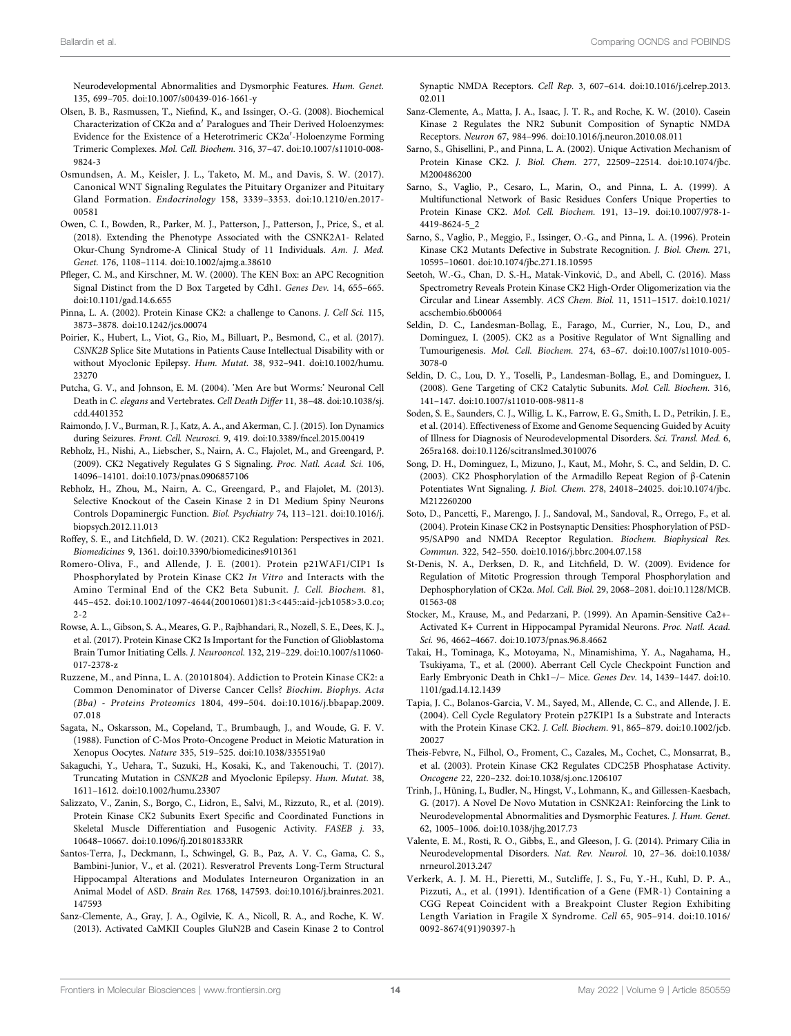Neurodevelopmental Abnormalities and Dysmorphic Features. *Hum. Genet.* 135, 699–705. doi:10.1007/s00439-016-1661-y

Olsen, B. B., Rasmussen, T., Niefind, K., and Issinger, O.-G. (2008). Biochemical Characterization of CK2α and α′ Paralogues and Their Derived Holoenzymes: Evidence for the Existence of a Heterotrimeric CK2α′-Holoenzyme Forming Trimeric Complexes. *Mol. Cell. Biochem.* 316, 37–47. doi:10.1007/s11010-008-9824-3

Osmundsen, A. M., Keisler, J. L., Taketo, M. M., and Davis, S. W. (2017). Canonical WNT Signaling Regulates the Pituitary Organizer and Pituitary Gland Formation. *Endocrinology* 158, 3339–3353. doi:10.1210/en.2017-00581

Owen, C. I., Bowden, R., Parker, M. J., Patterson, J., Patterson, J., Price, S., et al. (2018). Extending the Phenotype Associated with the CSNK2A1- Related Okur-Chung Syndrome-A Clinical Study of 11 Individuals. *Am. J. Med. Genet.* 176, 1108–1114. doi:10.1002/ajmg.a.38610

Pfleger, C. M., and Kirschner, M. W. (2000). The KEN Box: an APC Recognition Signal Distinct from the D Box Targeted by Cdh1. *Genes Dev.* 14, 655–665. doi:10.1101/gad.14.6.655

Pinna, L. A. (2002). Protein Kinase CK2: a challenge to Canons. *J. Cell Sci.* 115, 3873–3878. doi:10.1242/jcs.00074

Poirier, K., Hubert, L., Viot, G., Rio, M., Billuart, P., Besmond, C., et al. (2017). *CSNK2B* Splice Site Mutations in Patients Cause Intellectual Disability with or without Myoclonic Epilepsy. *Hum. Mutat.* 38, 932–941. doi:10.1002/humu.23270

Putcha, G. V., and Johnson, E. M. (2004). 'Men Are but Worms:' Neuronal Cell Death in *C. elegans* and Vertebrates. *Cell Death Differ* 11, 38–48. doi:10.1038/sj.cdd.4401352

Raimondo, J. V., Burman, R. J., Katz, A. A., and Akerman, C. J. (2015). Ion Dynamics during Seizures. *Front. Cell. Neurosci.* 9, 419. doi:10.3389/fncel.2015.00419

Rebholz, H., Nishi, A., Liebscher, S., Nairn, A. C., Flajolet, M., and Greengard, P. (2009). CK2 Negatively Regulates G S Signaling. *Proc. Natl. Acad. Sci.* 106, 14096–14101. doi:10.1073/pnas.0906857106

Rebholz, H., Zhou, M., Nairn, A. C., Greengard, P., and Flajolet, M. (2013). Selective Knockout of the Casein Kinase 2 in D1 Medium Spiny Neurons Controls Dopaminergic Function. *Biol. Psychiatry* 74, 113–121. doi:10.1016/j.biopsych.2012.11.013

Roffey, S. E., and Litchfield, D. W. (2021). CK2 Regulation: Perspectives in 2021. *Biomedicines* 9, 1361. doi:10.3390/biomedicines9101361

Romero-Oliva, F., and Allende, J. E. (2001). Protein p21WAF1/CIP1 Is Phosphorylated by Protein Kinase CK2 *In Vitro* and Interacts with the Amino Terminal End of the CK2 Beta Subunit. *J. Cell. Biochem.* 81, 445–452. doi:10.1002/1097-4644(20010601)81:3<445::aid-jcb1058>3.0.co;2-2

Rowse, A. L., Gibson, S. A., Meares, G. P., Rajbhandari, R., Nozell, S. E., Dees, K. J., et al. (2017). Protein Kinase CK2 Is Important for the Function of Glioblastoma Brain Tumor Initiating Cells. *J. Neurooncol.* 132, 219–229. doi:10.1007/s11060-017-2378-z

Ruzzene, M., and Pinna, L. A. (20101804). Addiction to Protein Kinase CK2: a Common Denominator of Diverse Cancer Cells? *Biochim. Biophys. Acta (Bba) - Proteins Proteomics* 1804, 499–504. doi:10.1016/j.bbapap.2009.07.018

Sagata, N., Oskarsson, M., Copeland, T., Brumbaugh, J., and Woude, G. F. V. (1988). Function of C-Mos Proto-Oncogene Product in Meiotic Maturation in Xenopus Oocytes. *Nature* 335, 519–525. doi:10.1038/335519a0

Sakaguchi, Y., Uehara, T., Suzuki, H., Kosaki, K., and Takenouchi, T. (2017). Truncating Mutation in *CSNK2B* and Myoclonic Epilepsy. *Hum. Mutat.* 38, 1611–1612. doi:10.1002/humu.23307

Salizzato, V., Zanin, S., Borgo, C., Lidron, E., Salvi, M., Rizzuto, R., et al. (2019). Protein Kinase CK2 Subunits Exert Specific and Coordinated Functions in Skeletal Muscle Differentiation and Fusogenic Activity. *FASEB j.* 33, 10648–10667. doi:10.1096/fj.201801833RR

Santos-Terra, J., Deckmann, I., Schwingel, G. B., Paz, A. V. C., Gama, C. S., Bambini-Junior, V., et al. (2021). Resveratrol Prevents Long-Term Structural Hippocampal Alterations and Modulates Interneuron Organization in an Animal Model of ASD. *Brain Res.* 1768, 147593. doi:10.1016/j.brainres.2021.147593

Sanz-Clemente, A., Gray, J. A., Ogilvie, K. A., Nicoll, R. A., and Roche, K. W. (2013). Activated CaMKII Couples GluN2B and Casein Kinase 2 to Control Synaptic NMDA Receptors. *Cell Rep.* 3, 607–614. doi:10.1016/j.celrep.2013.02.011

Sanz-Clemente, A., Matta, J. A., Isaac, J. T. R., and Roche, K. W. (2010). Casein Kinase 2 Regulates the NR2 Subunit Composition of Synaptic NMDA Receptors. *Neuron* 67, 984–996. doi:10.1016/j.neuron.2010.08.011

Sarno, S., Ghisellini, P., and Pinna, L. A. (2002). Unique Activation Mechanism of Protein Kinase CK2. *J. Biol. Chem.* 277, 22509–22514. doi:10.1074/jbc.M200486200

Sarno, S., Vaglio, P., Cesaro, L., Marin, O., and Pinna, L. A. (1999). A Multifunctional Network of Basic Residues Confers Unique Properties to Protein Kinase CK2. *Mol. Cell. Biochem.* 191, 13–19. doi:10.1007/978-1-4419-8624-5_2

Sarno, S., Vaglio, P., Meggio, F., Issinger, O.-G., and Pinna, L. A. (1996). Protein Kinase CK2 Mutants Defective in Substrate Recognition. *J. Biol. Chem.* 271, 10595–10601. doi:10.1074/jbc.271.18.10595

Seetoh, W.-G., Chan, D. S.-H., Matak-Vinković, D., and Abell, C. (2016). Mass Spectrometry Reveals Protein Kinase CK2 High-Order Oligomerization via the Circular and Linear Assembly. *ACS Chem. Biol.* 11, 1511–1517. doi:10.1021/acschembio.6b00064

Seldin, D. C., Landesman-Bollag, E., Farago, M., Currier, N., Lou, D., and Dominguez, I. (2005). CK2 as a Positive Regulator of Wnt Signalling and Tumourigenesis. *Mol. Cell. Biochem.* 274, 63–67. doi:10.1007/s11010-005-3078-0

Seldin, D. C., Lou, D. Y., Toselli, P., Landesman-Bollag, E., and Dominguez, I. (2008). Gene Targeting of CK2 Catalytic Subunits. *Mol. Cell. Biochem.* 316, 141–147. doi:10.1007/s11010-008-9811-8

Soden, S. E., Saunders, C. J., Willig, L. K., Farrow, E. G., Smith, L. D., Petrikin, J. E., et al. (2014). Effectiveness of Exome and Genome Sequencing Guided by Acuity of Illness for Diagnosis of Neurodevelopmental Disorders. *Sci. Transl. Med.* 6, 265ra168. doi:10.1126/scitranslmed.3010076

Song, D. H., Dominguez, I., Mizuno, J., Kaut, M., Mohr, S. C., and Seldin, D. C. (2003). CK2 Phosphorylation of the Armadillo Repeat Region of β-Catenin Potentiates Wnt Signaling. *J. Biol. Chem.* 278, 24018–24025. doi:10.1074/jbc.M212260200

Soto, D., Pancetti, F., Marengo, J. J., Sandoval, M., Sandoval, R., Orrego, F., et al. (2004). Protein Kinase CK2 in Postsynaptic Densities: Phosphorylation of PSD-95/SAP90 and NMDA Receptor Regulation. *Biochem. Biophysical Res. Commun.* 322, 542–550. doi:10.1016/j.bbrc.2004.07.158

St-Denis, N. A., Derksen, D. R., and Litchfield, D. W. (2009). Evidence for Regulation of Mitotic Progression through Temporal Phosphorylation and Dephosphorylation of CK2α. *Mol. Cell. Biol.* 29, 2068–2081. doi:10.1128/MCB.01563-08

Stocker, M., Krause, M., and Pedarzani, P. (1999). An Apamin-Sensitive Ca2+-Activated K+ Current in Hippocampal Pyramidal Neurons. *Proc. Natl. Acad. Sci.* 96, 4662–4667. doi:10.1073/pnas.96.8.4662

Takai, H., Tominaga, K., Motoyama, N., Minamishima, Y. A., Nagahama, H., Tsukiyama, T., et al. (2000). Aberrant Cell Cycle Checkpoint Function and Early Embryonic Death in Chk1−/− Mice. *Genes Dev.* 14, 1439–1447. doi:10.1101/gad.14.12.1439

Tapia, J. C., Bolanos-Garcia, V. M., Sayed, M., Allende, C. C., and Allende, J. E. (2004). Cell Cycle Regulatory Protein p27KIP1 Is a Substrate and Interacts with the Protein Kinase CK2. *J. Cell. Biochem.* 91, 865–879. doi:10.1002/jcb.20027

Theis-Febvre, N., Filhol, O., Froment, C., Cazales, M., Cochet, C., Monsarrat, B., et al. (2003). Protein Kinase CK2 Regulates CDC25B Phosphatase Activity. *Oncogene* 22, 220–232. doi:10.1038/sj.onc.1206107

Trinh, J., Hüning, I., Budler, N., Hingst, V., Lohmann, K., and Gillessen-Kaesbach, G. (2017). A Novel De Novo Mutation in CSNK2A1: Reinforcing the Link to Neurodevelopmental Abnormalities and Dysmorphic Features. *J. Hum. Genet.* 62, 1005–1006. doi:10.1038/jhg.2017.73

Valente, E. M., Rosti, R. O., Gibbs, E., and Gleeson, J. G. (2014). Primary Cilia in Neurodevelopmental Disorders. *Nat. Rev. Neurol.* 10, 27–36. doi:10.1038/nrneurol.2013.247

Verkerk, A. J. M. H., Pieretti, M., Sutcliffe, J. S., Fu, Y.-H., Kuhl, D. P. A., Pizzuti, A., et al. (1991). Identification of a Gene (FMR-1) Containing a CGG Repeat Coincident with a Breakpoint Cluster Region Exhibiting Length Variation in Fragile X Syndrome. *Cell* 65, 905–914. doi:10.1016/0092-8674(91)90397-h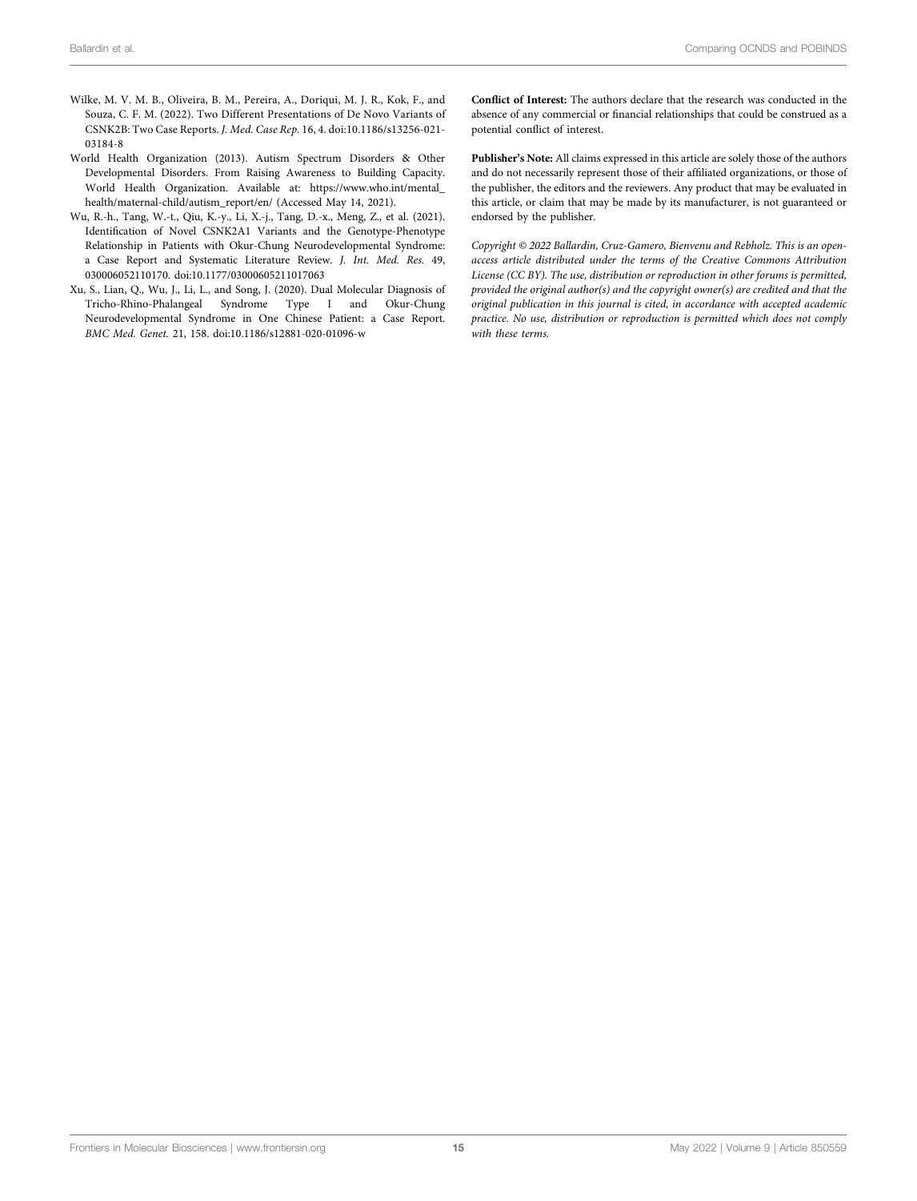Wilke, M. V. M. B., Oliveira, B. M., Pereira, A., Doriqui, M. J. R., Kok, F., and Souza, C. F. M. (2022). Two Different Presentations of De Novo Variants of CSNK2B: Two Case Reports. *J. Med. Case Rep.* 16, 4. doi:10.1186/s13256-021-03184-8

World Health Organization (2013). Autism Spectrum Disorders & Other Developmental Disorders. From Raising Awareness to Building Capacity. World Health Organization. Available at: https://www.who.int/mental_health/maternal-child/autism_report/en/ (Accessed May 14, 2021).

Wu, R.-h., Tang, W.-t., Qiu, K.-y., Li, X.-j., Tang, D.-x., Meng, Z., et al. (2021). Identification of Novel CSNK2A1 Variants and the Genotype-Phenotype Relationship in Patients with Okur-Chung Neurodevelopmental Syndrome: a Case Report and Systematic Literature Review. *J. Int. Med. Res.* 49, 030006052110170. doi:10.1177/03000605211017063

Xu, S., Lian, Q., Wu, J., Li, L., and Song, J. (2020). Dual Molecular Diagnosis of Tricho-Rhino-Phalangeal Syndrome Type I and Okur-Chung Neurodevelopmental Syndrome in One Chinese Patient: a Case Report. *BMC Med. Genet.* 21, 158. doi:10.1186/s12881-020-01096-w

**Conflict of Interest:** The authors declare that the research was conducted in the absence of any commercial or financial relationships that could be construed as a potential conflict of interest.

**Publisher's Note:** All claims expressed in this article are solely those of the authors and do not necessarily represent those of their affiliated organizations, or those of the publisher, the editors and the reviewers. Any product that may be evaluated in this article, or claim that may be made by its manufacturer, is not guaranteed or endorsed by the publisher.

*Copyright © 2022 Ballardin, Cruz-Gamero, Bienvenu and Rebholz. This is an open-access article distributed under the terms of the Creative Commons Attribution License (CC BY). The use, distribution or reproduction in other forums is permitted, provided the original author(s) and the copyright owner(s) are credited and that the original publication in this journal is cited, in accordance with accepted academic practice. No use, distribution or reproduction is permitted which does not comply with these terms.*